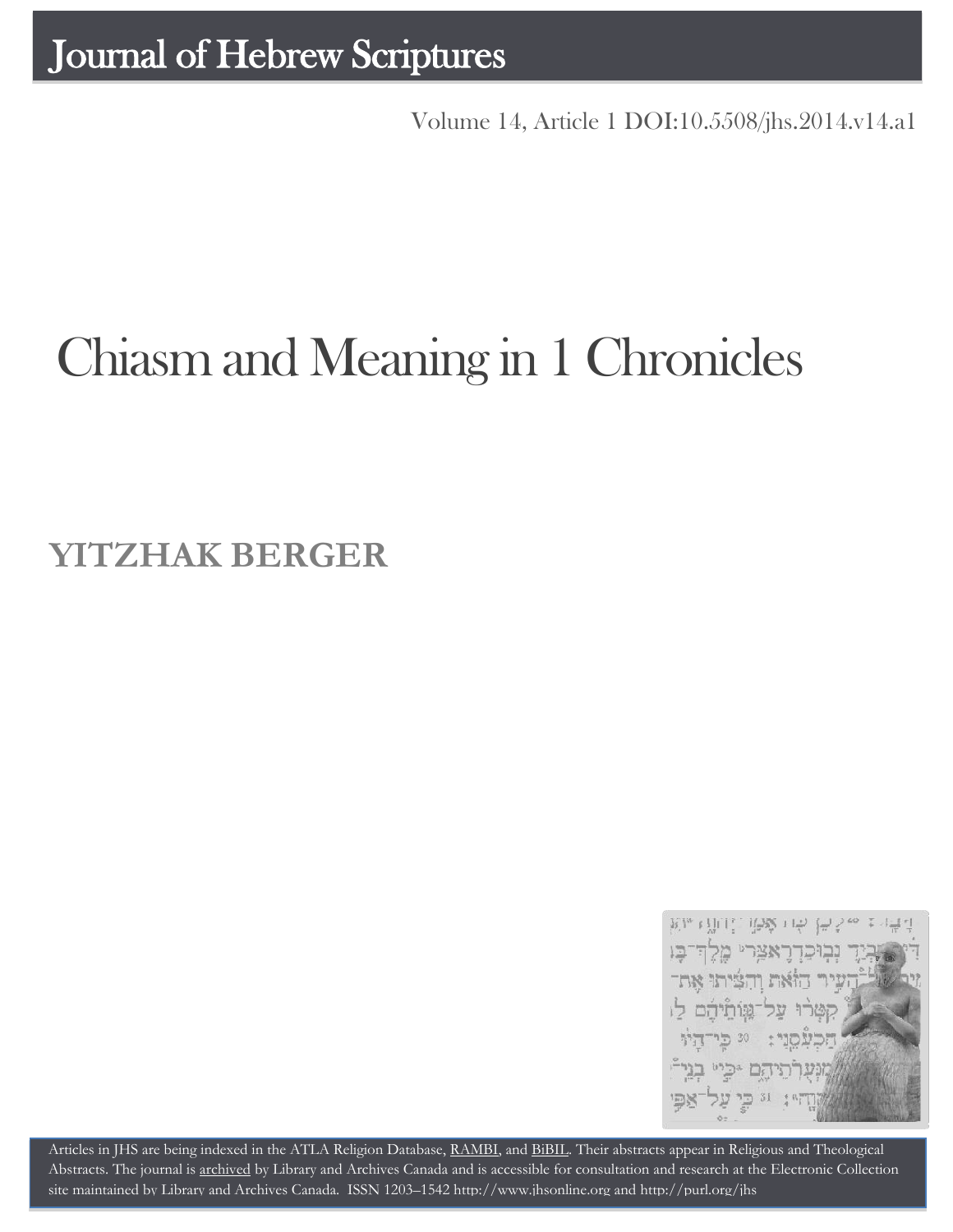# Journal of Hebrew Scriptures

Volume 14, Article 1 DOI:10.5508/jhs.2014.v14.a1

# Chiasm and Meaning in 1 Chronicles

## YITZHAK BERGER

Articles in JHS are being indexed in the ATLA Religion Database, RAMBI, and BiBIL. Their abstracts appear in Religious and Theological Abstracts. The journal is archived by Library and Archives Canada and is accessible for consultation and research at the Electronic Collection site maintained by Library and Archives Canada. ISSN 1203–1542 http://www.jhsonline.org and http://purl.org/jhs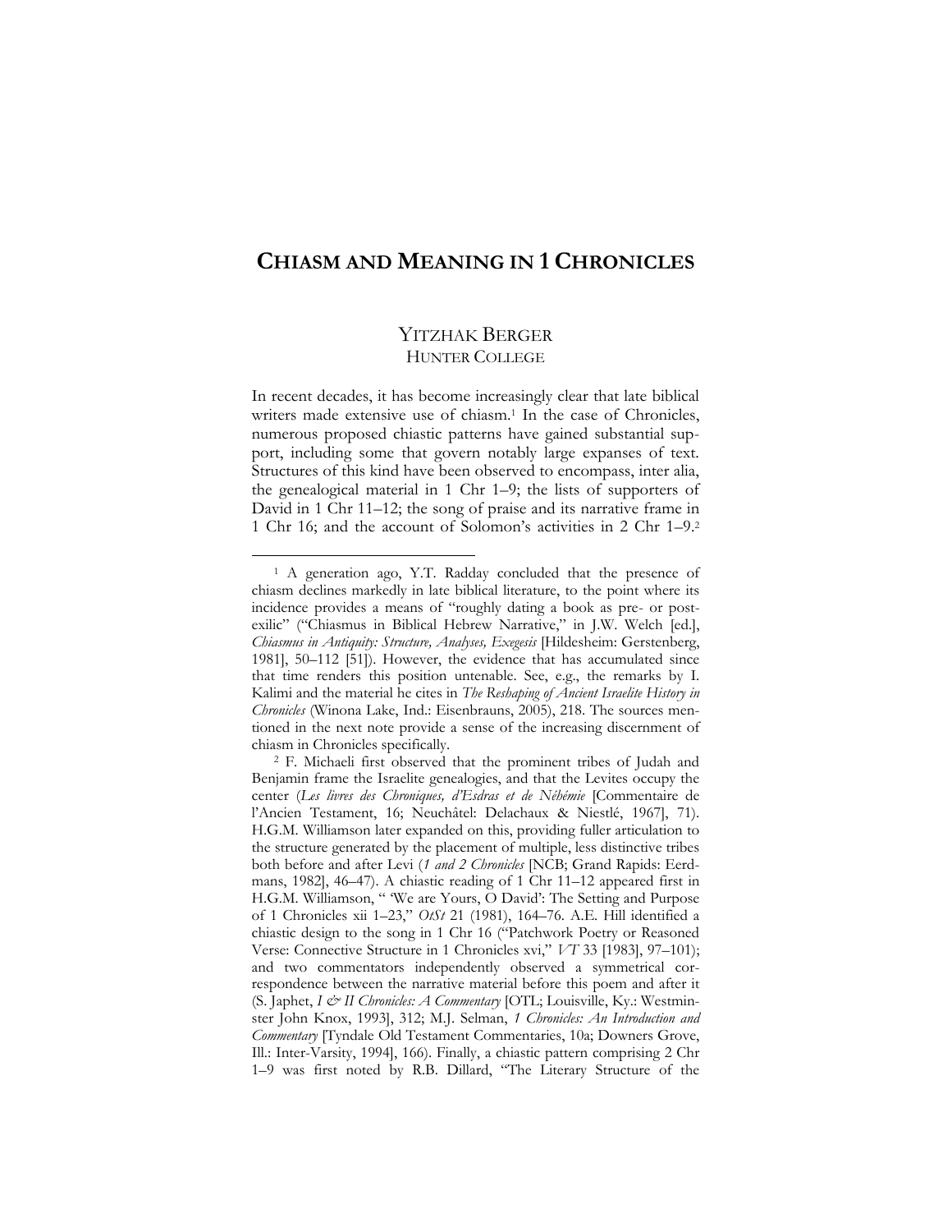# CHIASM AND MEANING IN 1 CHRONICLES

YITZHAK BERGER
HUNTER COLLEGE

In recent decades, it has become increasingly clear that late biblical writers made extensive use of chiasm.[1] In the case of Chronicles, numerous proposed chiastic patterns have gained substantial support, including some that govern notably large expanses of text. Structures of this kind have been observed to encompass, inter alia, the genealogical material in 1 Chr 1–9; the lists of supporters of David in 1 Chr 11–12; the song of praise and its narrative frame in 1 Chr 16; and the account of Solomon's activities in 2 Chr 1–9.[2]

---

[1] A generation ago, Y.T. Radday concluded that the presence of chiasm declines markedly in late biblical literature, to the point where its incidence provides a means of "roughly dating a book as pre- or post-exilic" ("Chiasmus in Biblical Hebrew Narrative," in J.W. Welch [ed.], *Chiasmus in Antiquity: Structure, Analyses, Exegesis* [Hildesheim: Gerstenberg, 1981], 50–112 [51]). However, the evidence that has accumulated since that time renders this position untenable. See, e.g., the remarks by I. Kalimi and the material he cites in *The Reshaping of Ancient Israelite History in Chronicles* (Winona Lake, Ind.: Eisenbrauns, 2005), 218. The sources mentioned in the next note provide a sense of the increasing discernment of chiasm in Chronicles specifically.

[2] F. Michaeli first observed that the prominent tribes of Judah and Benjamin frame the Israelite genealogies, and that the Levites occupy the center (*Les livres des Chroniques, d'Esdras et de Néhémie* [Commentaire de l'Ancien Testament, 16; Neuchâtel: Delachaux & Niestlé, 1967], 71). H.G.M. Williamson later expanded on this, providing fuller articulation to the structure generated by the placement of multiple, less distinctive tribes both before and after Levi (*1 and 2 Chronicles* [NCB; Grand Rapids: Eerdmans, 1982], 46–47). A chiastic reading of 1 Chr 11–12 appeared first in H.G.M. Williamson, " 'We are Yours, O David': The Setting and Purpose of 1 Chronicles xii 1–23," *OtSt* 21 (1981), 164–76. A.E. Hill identified a chiastic design to the song in 1 Chr 16 ("Patchwork Poetry or Reasoned Verse: Connective Structure in 1 Chronicles xvi," *VT* 33 [1983], 97–101); and two commentators independently observed a symmetrical correspondence between the narrative material before this poem and after it (S. Japhet, *I & II Chronicles: A Commentary* [OTL; Louisville, Ky.: Westminster John Knox, 1993], 312; M.J. Selman, *1 Chronicles: An Introduction and Commentary* [Tyndale Old Testament Commentaries, 10a; Downers Grove, Ill.: Inter-Varsity, 1994], 166). Finally, a chiastic pattern comprising 2 Chr 1–9 was first noted by R.B. Dillard, "The Literary Structure of the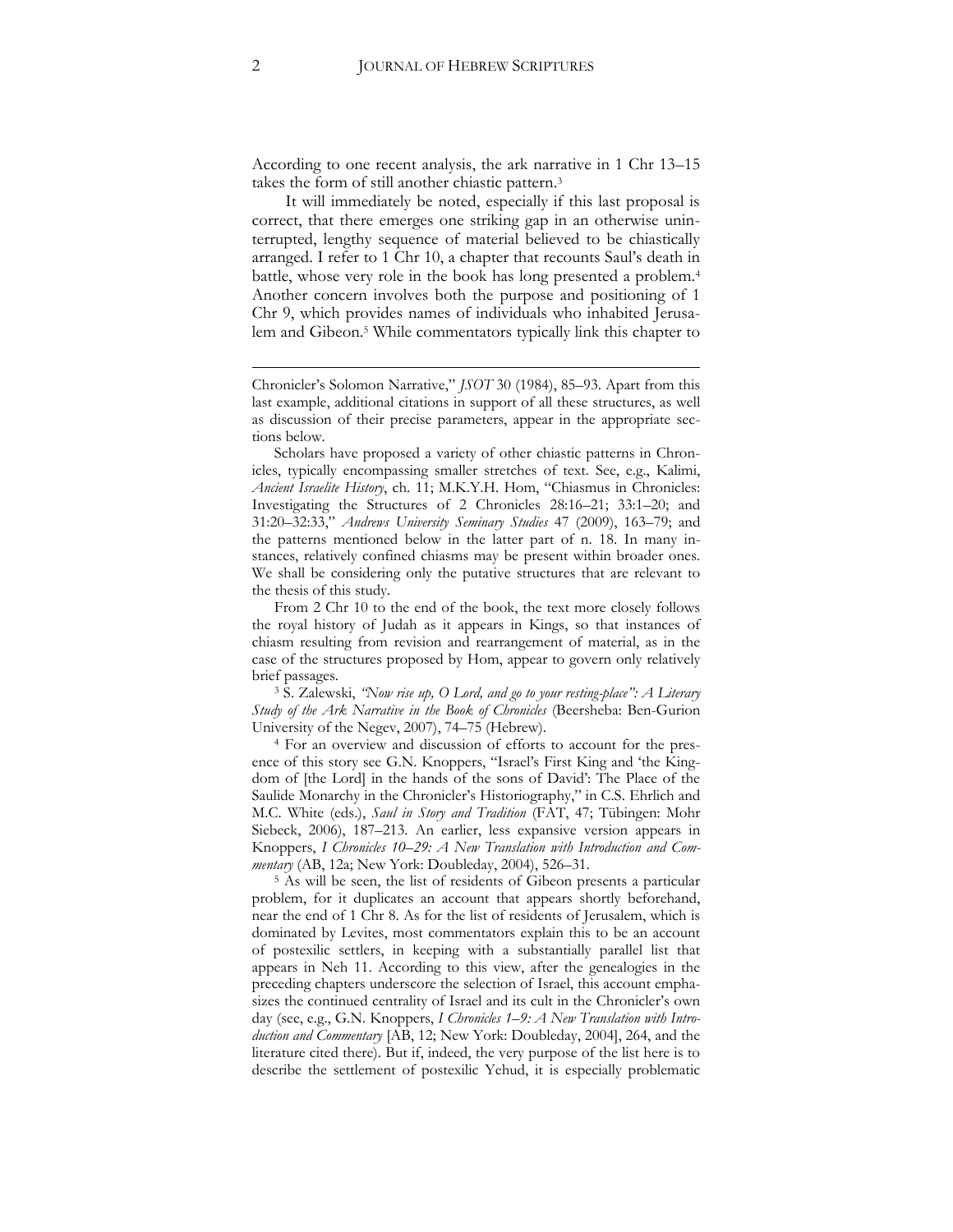According to one recent analysis, the ark narrative in 1 Chr 13–15 takes the form of still another chiastic pattern.[3]

It will immediately be noted, especially if this last proposal is correct, that there emerges one striking gap in an otherwise uninterrupted, lengthy sequence of material believed to be chiastically arranged. I refer to 1 Chr 10, a chapter that recounts Saul's death in battle, whose very role in the book has long presented a problem.[4] Another concern involves both the purpose and positioning of 1 Chr 9, which provides names of individuals who inhabited Jerusalem and Gibeon.[5] While commentators typically link this chapter to

---

Chronicler's Solomon Narrative," *JSOT* 30 (1984), 85–93. Apart from this last example, additional citations in support of all these structures, as well as discussion of their precise parameters, appear in the appropriate sections below.

Scholars have proposed a variety of other chiastic patterns in Chronicles, typically encompassing smaller stretches of text. See, e.g., Kalimi, *Ancient Israelite History*, ch. 11; M.K.Y.H. Hom, "Chiasmus in Chronicles: Investigating the Structures of 2 Chronicles 28:16–21; 33:1–20; and 31:20–32:33," *Andrews University Seminary Studies* 47 (2009), 163–79; and the patterns mentioned below in the latter part of n. 18. In many instances, relatively confined chiasms may be present within broader ones. We shall be considering only the putative structures that are relevant to the thesis of this study.

From 2 Chr 10 to the end of the book, the text more closely follows the royal history of Judah as it appears in Kings, so that instances of chiasm resulting from revision and rearrangement of material, as in the case of the structures proposed by Hom, appear to govern only relatively brief passages.

[3] S. Zalewski, *"Now rise up, O Lord, and go to your resting-place": A Literary Study of the Ark Narrative in the Book of Chronicles* (Beersheba: Ben-Gurion University of the Negev, 2007), 74–75 (Hebrew).

[4] For an overview and discussion of efforts to account for the presence of this story see G.N. Knoppers, "Israel's First King and 'the Kingdom of [the Lord] in the hands of the sons of David': The Place of the Saulide Monarchy in the Chronicler's Historiography," in C.S. Ehrlich and M.C. White (eds.), *Saul in Story and Tradition* (FAT, 47; Tübingen: Mohr Siebeck, 2006), 187–213. An earlier, less expansive version appears in Knoppers, *I Chronicles 10–29: A New Translation with Introduction and Commentary* (AB, 12a; New York: Doubleday, 2004), 526–31.

[5] As will be seen, the list of residents of Gibeon presents a particular problem, for it duplicates an account that appears shortly beforehand, near the end of 1 Chr 8. As for the list of residents of Jerusalem, which is dominated by Levites, most commentators explain this to be an account of postexilic settlers, in keeping with a substantially parallel list that appears in Neh 11. According to this view, after the genealogies in the preceding chapters underscore the selection of Israel, this account emphasizes the continued centrality of Israel and its cult in the Chronicler's own day (see, e.g., G.N. Knoppers, *I Chronicles 1–9: A New Translation with Introduction and Commentary* [AB, 12; New York: Doubleday, 2004], 264, and the literature cited there). But if, indeed, the very purpose of the list here is to describe the settlement of postexilic Yehud, it is especially problematic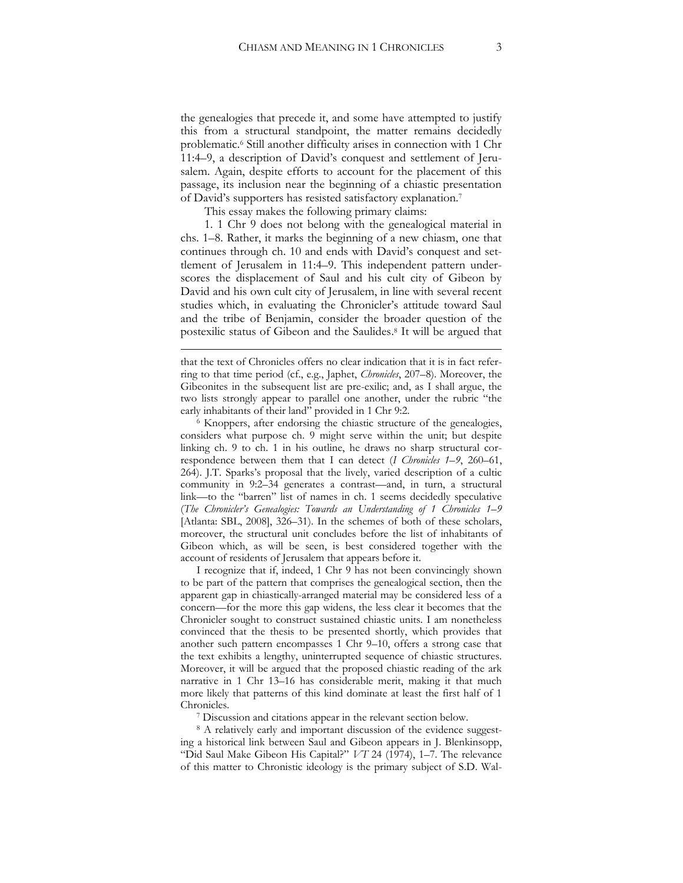the genealogies that precede it, and some have attempted to justify this from a structural standpoint, the matter remains decidedly problematic.[6] Still another difficulty arises in connection with 1 Chr 11:4–9, a description of David's conquest and settlement of Jerusalem. Again, despite efforts to account for the placement of this passage, its inclusion near the beginning of a chiastic presentation of David's supporters has resisted satisfactory explanation.[7]

This essay makes the following primary claims:

1. 1 Chr 9 does not belong with the genealogical material in chs. 1–8. Rather, it marks the beginning of a new chiasm, one that continues through ch. 10 and ends with David's conquest and settlement of Jerusalem in 11:4–9. This independent pattern underscores the displacement of Saul and his cult city of Gibeon by David and his own cult city of Jerusalem, in line with several recent studies which, in evaluating the Chronicler's attitude toward Saul and the tribe of Benjamin, consider the broader question of the postexilic status of Gibeon and the Saulides.[8] It will be argued that

---

that the text of Chronicles offers no clear indication that it is in fact referring to that time period (cf., e.g., Japhet, *Chronicles*, 207–8). Moreover, the Gibeonites in the subsequent list are pre-exilic; and, as I shall argue, the two lists strongly appear to parallel one another, under the rubric "the early inhabitants of their land" provided in 1 Chr 9:2.

[6] Knoppers, after endorsing the chiastic structure of the genealogies, considers what purpose ch. 9 might serve within the unit; but despite linking ch. 9 to ch. 1 in his outline, he draws no sharp structural correspondence between them that I can detect (*I Chronicles 1–9*, 260–61, 264). J.T. Sparks's proposal that the lively, varied description of a cultic community in 9:2–34 generates a contrast—and, in turn, a structural link—to the "barren" list of names in ch. 1 seems decidedly speculative (*The Chronicler's Genealogies: Towards an Understanding of 1 Chronicles 1–9* [Atlanta: SBL, 2008], 326–31). In the schemes of both of these scholars, moreover, the structural unit concludes before the list of inhabitants of Gibeon which, as will be seen, is best considered together with the account of residents of Jerusalem that appears before it.

I recognize that if, indeed, 1 Chr 9 has not been convincingly shown to be part of the pattern that comprises the genealogical section, then the apparent gap in chiastically-arranged material may be considered less of a concern—for the more this gap widens, the less clear it becomes that the Chronicler sought to construct sustained chiastic units. I am nonetheless convinced that the thesis to be presented shortly, which provides that another such pattern encompasses 1 Chr 9–10, offers a strong case that the text exhibits a lengthy, uninterrupted sequence of chiastic structures. Moreover, it will be argued that the proposed chiastic reading of the ark narrative in 1 Chr 13–16 has considerable merit, making it that much more likely that patterns of this kind dominate at least the first half of 1 Chronicles.

[7] Discussion and citations appear in the relevant section below.

[8] A relatively early and important discussion of the evidence suggesting a historical link between Saul and Gibeon appears in J. Blenkinsopp, "Did Saul Make Gibeon His Capital?" *VT* 24 (1974), 1–7. The relevance of this matter to Chronistic ideology is the primary subject of S.D. Wal-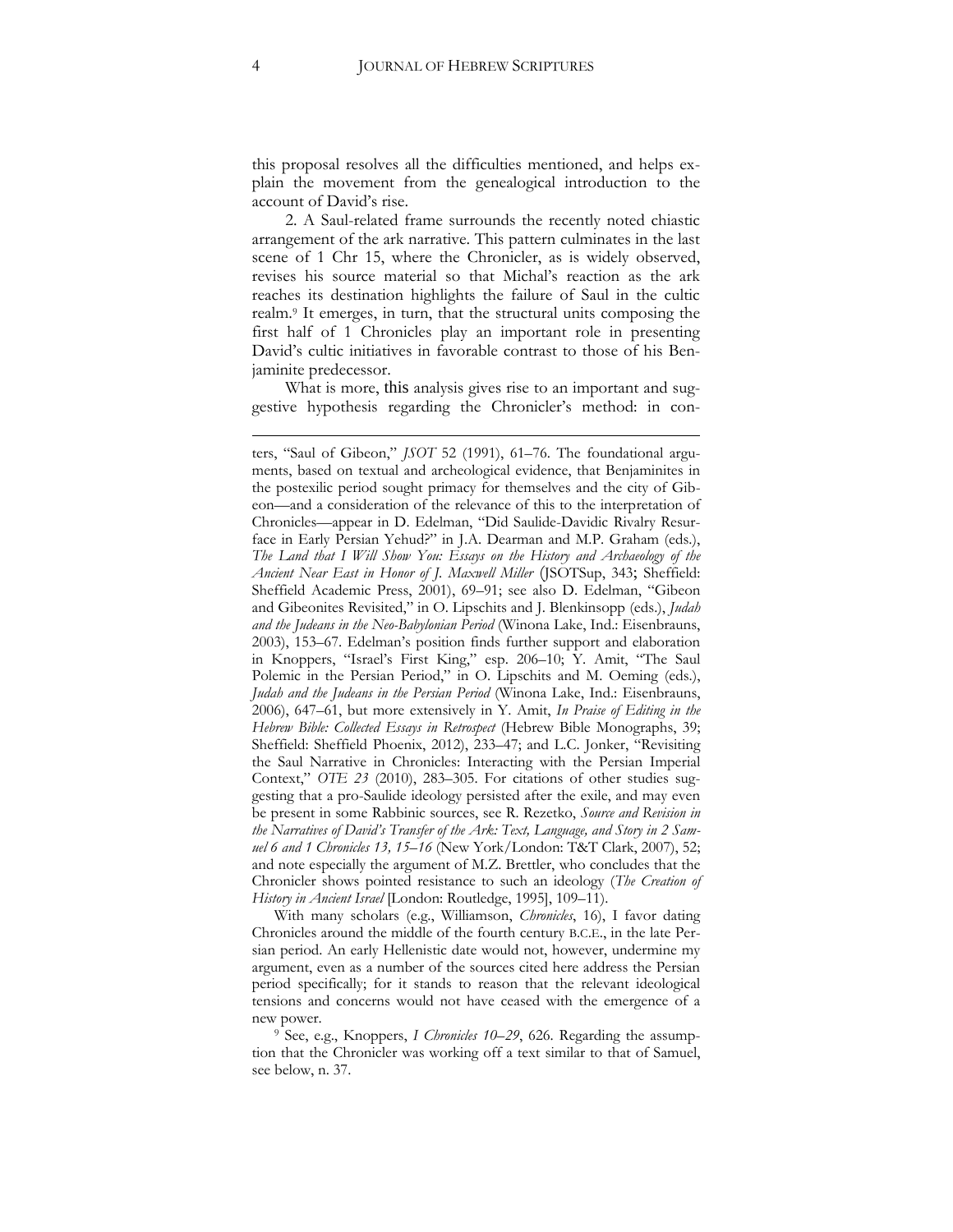this proposal resolves all the difficulties mentioned, and helps explain the movement from the genealogical introduction to the account of David's rise.

2. A Saul-related frame surrounds the recently noted chiastic arrangement of the ark narrative. This pattern culminates in the last scene of 1 Chr 15, where the Chronicler, as is widely observed, revises his source material so that Michal's reaction as the ark reaches its destination highlights the failure of Saul in the cultic realm.[9] It emerges, in turn, that the structural units composing the first half of 1 Chronicles play an important role in presenting David's cultic initiatives in favorable contrast to those of his Benjaminite predecessor.

What is more, this analysis gives rise to an important and suggestive hypothesis regarding the Chronicler's method: in con-

---

ters, "Saul of Gibeon," *JSOT* 52 (1991), 61–76. The foundational arguments, based on textual and archeological evidence, that Benjaminites in the postexilic period sought primacy for themselves and the city of Gibeon—and a consideration of the relevance of this to the interpretation of Chronicles—appear in D. Edelman, "Did Saulide-Davidic Rivalry Resurface in Early Persian Yehud?" in J.A. Dearman and M.P. Graham (eds.), *The Land that I Will Show You: Essays on the History and Archaeology of the Ancient Near East in Honor of J. Maxwell Miller* (JSOTSup, 343; Sheffield: Sheffield Academic Press, 2001), 69–91; see also D. Edelman, "Gibeon and Gibeonites Revisited," in O. Lipschits and J. Blenkinsopp (eds.), *Judah and the Judeans in the Neo-Babylonian Period* (Winona Lake, Ind.: Eisenbrauns, 2003), 153–67. Edelman's position finds further support and elaboration in Knoppers, "Israel's First King," esp. 206–10; Y. Amit, "The Saul Polemic in the Persian Period," in O. Lipschits and M. Oeming (eds.), *Judah and the Judeans in the Persian Period* (Winona Lake, Ind.: Eisenbrauns, 2006), 647–61, but more extensively in Y. Amit, *In Praise of Editing in the Hebrew Bible: Collected Essays in Retrospect* (Hebrew Bible Monographs, 39; Sheffield: Sheffield Phoenix, 2012), 233–47; and L.C. Jonker, "Revisiting the Saul Narrative in Chronicles: Interacting with the Persian Imperial Context," *OTE 23* (2010), 283–305. For citations of other studies suggesting that a pro-Saulide ideology persisted after the exile, and may even be present in some Rabbinic sources, see R. Rezetko, *Source and Revision in the Narratives of David's Transfer of the Ark: Text, Language, and Story in 2 Samuel 6 and 1 Chronicles 13, 15–16* (New York/London: T&T Clark, 2007), 52; and note especially the argument of M.Z. Brettler, who concludes that the Chronicler shows pointed resistance to such an ideology (*The Creation of History in Ancient Israel* [London: Routledge, 1995], 109–11).

With many scholars (e.g., Williamson, *Chronicles*, 16), I favor dating Chronicles around the middle of the fourth century B.C.E., in the late Persian period. An early Hellenistic date would not, however, undermine my argument, even as a number of the sources cited here address the Persian period specifically; for it stands to reason that the relevant ideological tensions and concerns would not have ceased with the emergence of a new power.

[9] See, e.g., Knoppers, *I Chronicles 10–29*, 626. Regarding the assumption that the Chronicler was working off a text similar to that of Samuel, see below, n. 37.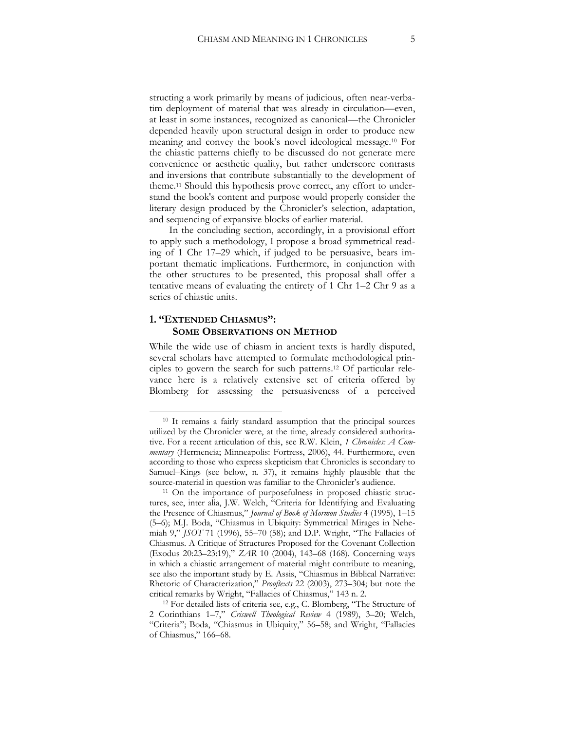structing a work primarily by means of judicious, often near-verbatim deployment of material that was already in circulation—even, at least in some instances, recognized as canonical—the Chronicler depended heavily upon structural design in order to produce new meaning and convey the book's novel ideological message.[10] For the chiastic patterns chiefly to be discussed do not generate mere convenience or aesthetic quality, but rather underscore contrasts and inversions that contribute substantially to the development of theme.[11] Should this hypothesis prove correct, any effort to understand the book's content and purpose would properly consider the literary design produced by the Chronicler's selection, adaptation, and sequencing of expansive blocks of earlier material.

In the concluding section, accordingly, in a provisional effort to apply such a methodology, I propose a broad symmetrical reading of 1 Chr 17–29 which, if judged to be persuasive, bears important thematic implications. Furthermore, in conjunction with the other structures to be presented, this proposal shall offer a tentative means of evaluating the entirety of 1 Chr 1–2 Chr 9 as a series of chiastic units.

## 1. "EXTENDED CHIASMUS": SOME OBSERVATIONS ON METHOD

While the wide use of chiasm in ancient texts is hardly disputed, several scholars have attempted to formulate methodological principles to govern the search for such patterns.[12] Of particular relevance here is a relatively extensive set of criteria offered by Blomberg for assessing the persuasiveness of a perceived

---

[10] It remains a fairly standard assumption that the principal sources utilized by the Chronicler were, at the time, already considered authoritative. For a recent articulation of this, see R.W. Klein, *1 Chronicles: A Commentary* (Hermeneia; Minneapolis: Fortress, 2006), 44. Furthermore, even according to those who express skepticism that Chronicles is secondary to Samuel–Kings (see below, n. 37), it remains highly plausible that the source-material in question was familiar to the Chronicler's audience.

[11] On the importance of purposefulness in proposed chiastic structures, see, inter alia, J.W. Welch, "Criteria for Identifying and Evaluating the Presence of Chiasmus," *Journal of Book of Mormon Studies* 4 (1995), 1–15 (5–6); M.J. Boda, "Chiasmus in Ubiquity: Symmetrical Mirages in Nehemiah 9," *JSOT* 71 (1996), 55–70 (58); and D.P. Wright, "The Fallacies of Chiasmus. A Critique of Structures Proposed for the Covenant Collection (Exodus 20:23–23:19)," *ZAR* 10 (2004), 143–68 (168). Concerning ways in which a chiastic arrangement of material might contribute to meaning, see also the important study by E. Assis, "Chiasmus in Biblical Narrative: Rhetoric of Characterization," *Prooftexts* 22 (2003), 273–304; but note the critical remarks by Wright, "Fallacies of Chiasmus," 143 n. 2.

[12] For detailed lists of criteria see, e.g., C. Blomberg, "The Structure of 2 Corinthians 1–7," *Criswell Theological Review* 4 (1989), 3–20; Welch, "Criteria"; Boda, "Chiasmus in Ubiquity," 56–58; and Wright, "Fallacies of Chiasmus," 166–68.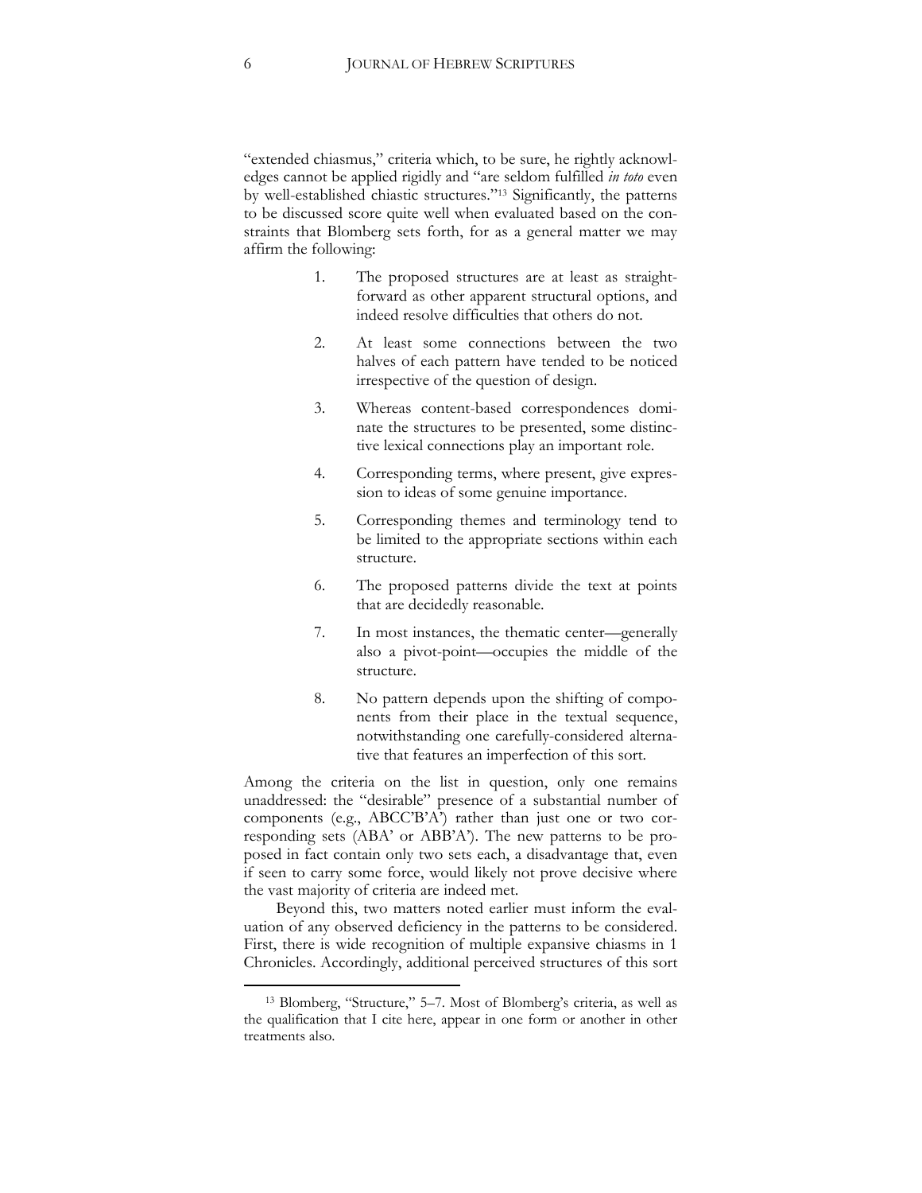"extended chiasmus," criteria which, to be sure, he rightly acknowledges cannot be applied rigidly and "are seldom fulfilled *in toto* even by well-established chiastic structures."[13] Significantly, the patterns to be discussed score quite well when evaluated based on the constraints that Blomberg sets forth, for as a general matter we may affirm the following:

1. The proposed structures are at least as straightforward as other apparent structural options, and indeed resolve difficulties that others do not.

2. At least some connections between the two halves of each pattern have tended to be noticed irrespective of the question of design.

3. Whereas content-based correspondences dominate the structures to be presented, some distinctive lexical connections play an important role.

4. Corresponding terms, where present, give expression to ideas of some genuine importance.

5. Corresponding themes and terminology tend to be limited to the appropriate sections within each structure.

6. The proposed patterns divide the text at points that are decidedly reasonable.

7. In most instances, the thematic center—generally also a pivot-point—occupies the middle of the structure.

8. No pattern depends upon the shifting of components from their place in the textual sequence, notwithstanding one carefully-considered alternative that features an imperfection of this sort.

Among the criteria on the list in question, only one remains unaddressed: the "desirable" presence of a substantial number of components (e.g., ABCC'B'A') rather than just one or two corresponding sets (ABA' or ABB'A'). The new patterns to be proposed in fact contain only two sets each, a disadvantage that, even if seen to carry some force, would likely not prove decisive where the vast majority of criteria are indeed met.

Beyond this, two matters noted earlier must inform the evaluation of any observed deficiency in the patterns to be considered. First, there is wide recognition of multiple expansive chiasms in 1 Chronicles. Accordingly, additional perceived structures of this sort

[13] Blomberg, "Structure," 5–7. Most of Blomberg's criteria, as well as the qualification that I cite here, appear in one form or another in other treatments also.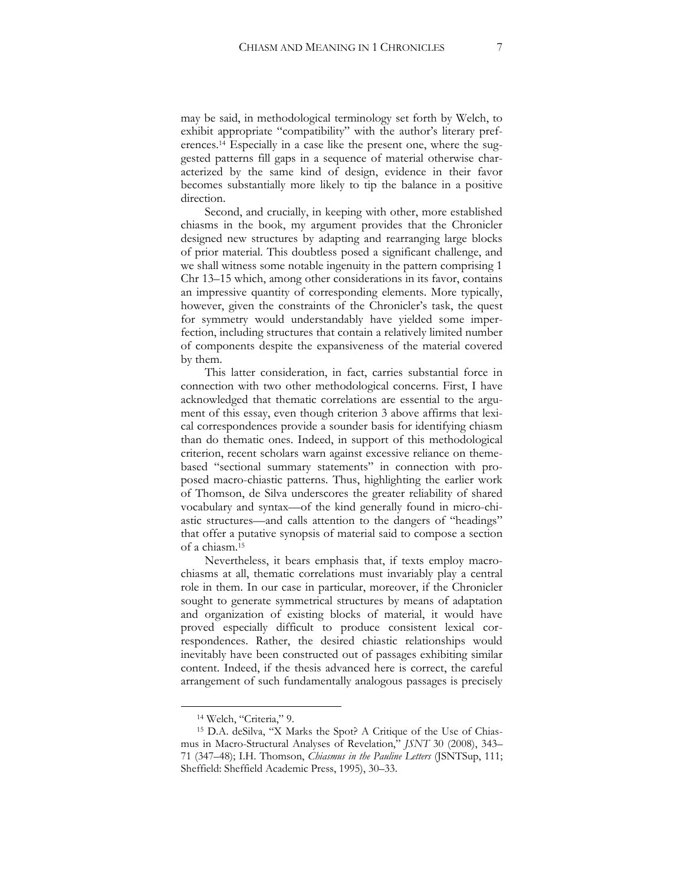may be said, in methodological terminology set forth by Welch, to exhibit appropriate "compatibility" with the author's literary preferences.[14] Especially in a case like the present one, where the suggested patterns fill gaps in a sequence of material otherwise characterized by the same kind of design, evidence in their favor becomes substantially more likely to tip the balance in a positive direction.

Second, and crucially, in keeping with other, more established chiasms in the book, my argument provides that the Chronicler designed new structures by adapting and rearranging large blocks of prior material. This doubtless posed a significant challenge, and we shall witness some notable ingenuity in the pattern comprising 1 Chr 13–15 which, among other considerations in its favor, contains an impressive quantity of corresponding elements. More typically, however, given the constraints of the Chronicler's task, the quest for symmetry would understandably have yielded some imperfection, including structures that contain a relatively limited number of components despite the expansiveness of the material covered by them.

This latter consideration, in fact, carries substantial force in connection with two other methodological concerns. First, I have acknowledged that thematic correlations are essential to the argument of this essay, even though criterion 3 above affirms that lexical correspondences provide a sounder basis for identifying chiasm than do thematic ones. Indeed, in support of this methodological criterion, recent scholars warn against excessive reliance on theme-based "sectional summary statements" in connection with proposed macro-chiastic patterns. Thus, highlighting the earlier work of Thomson, de Silva underscores the greater reliability of shared vocabulary and syntax—of the kind generally found in micro-chiastic structures—and calls attention to the dangers of "headings" that offer a putative synopsis of material said to compose a section of a chiasm.[15]

Nevertheless, it bears emphasis that, if texts employ macro-chiasms at all, thematic correlations must invariably play a central role in them. In our case in particular, moreover, if the Chronicler sought to generate symmetrical structures by means of adaptation and organization of existing blocks of material, it would have proved especially difficult to produce consistent lexical correspondences. Rather, the desired chiastic relationships would inevitably have been constructed out of passages exhibiting similar content. Indeed, if the thesis advanced here is correct, the careful arrangement of such fundamentally analogous passages is precisely

---

[14] Welch, "Criteria," 9.

[15] D.A. deSilva, "X Marks the Spot? A Critique of the Use of Chiasmus in Macro-Structural Analyses of Revelation," *JSNT* 30 (2008), 343–71 (347–48); I.H. Thomson, *Chiasmus in the Pauline Letters* (JSNTSup, 111; Sheffield: Sheffield Academic Press, 1995), 30–33.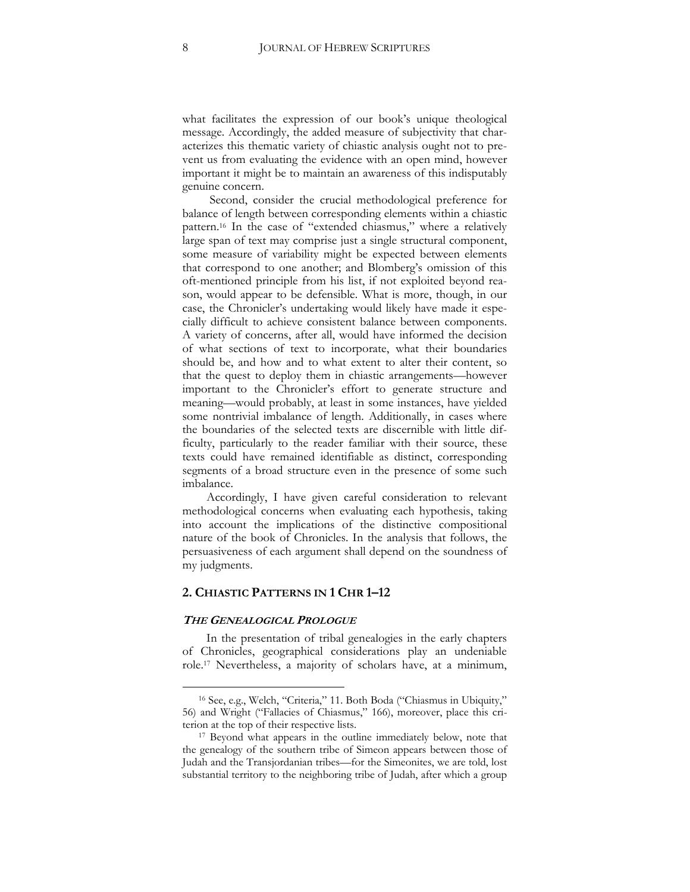what facilitates the expression of our book's unique theological message. Accordingly, the added measure of subjectivity that characterizes this thematic variety of chiastic analysis ought not to prevent us from evaluating the evidence with an open mind, however important it might be to maintain an awareness of this indisputably genuine concern.

Second, consider the crucial methodological preference for balance of length between corresponding elements within a chiastic pattern.[16] In the case of "extended chiasmus," where a relatively large span of text may comprise just a single structural component, some measure of variability might be expected between elements that correspond to one another; and Blomberg's omission of this oft-mentioned principle from his list, if not exploited beyond reason, would appear to be defensible. What is more, though, in our case, the Chronicler's undertaking would likely have made it especially difficult to achieve consistent balance between components. A variety of concerns, after all, would have informed the decision of what sections of text to incorporate, what their boundaries should be, and how and to what extent to alter their content, so that the quest to deploy them in chiastic arrangements—however important to the Chronicler's effort to generate structure and meaning—would probably, at least in some instances, have yielded some nontrivial imbalance of length. Additionally, in cases where the boundaries of the selected texts are discernible with little difficulty, particularly to the reader familiar with their source, these texts could have remained identifiable as distinct, corresponding segments of a broad structure even in the presence of some such imbalance.

Accordingly, I have given careful consideration to relevant methodological concerns when evaluating each hypothesis, taking into account the implications of the distinctive compositional nature of the book of Chronicles. In the analysis that follows, the persuasiveness of each argument shall depend on the soundness of my judgments.

## 2. CHIASTIC PATTERNS IN 1 CHR 1–12

### *THE GENEALOGICAL PROLOGUE*

In the presentation of tribal genealogies in the early chapters of Chronicles, geographical considerations play an undeniable role.[17] Nevertheless, a majority of scholars have, at a minimum,

---

[16] See, e.g., Welch, "Criteria," 11. Both Boda ("Chiasmus in Ubiquity," 56) and Wright ("Fallacies of Chiasmus," 166), moreover, place this criterion at the top of their respective lists.

[17] Beyond what appears in the outline immediately below, note that the genealogy of the southern tribe of Simeon appears between those of Judah and the Transjordanian tribes—for the Simeonites, we are told, lost substantial territory to the neighboring tribe of Judah, after which a group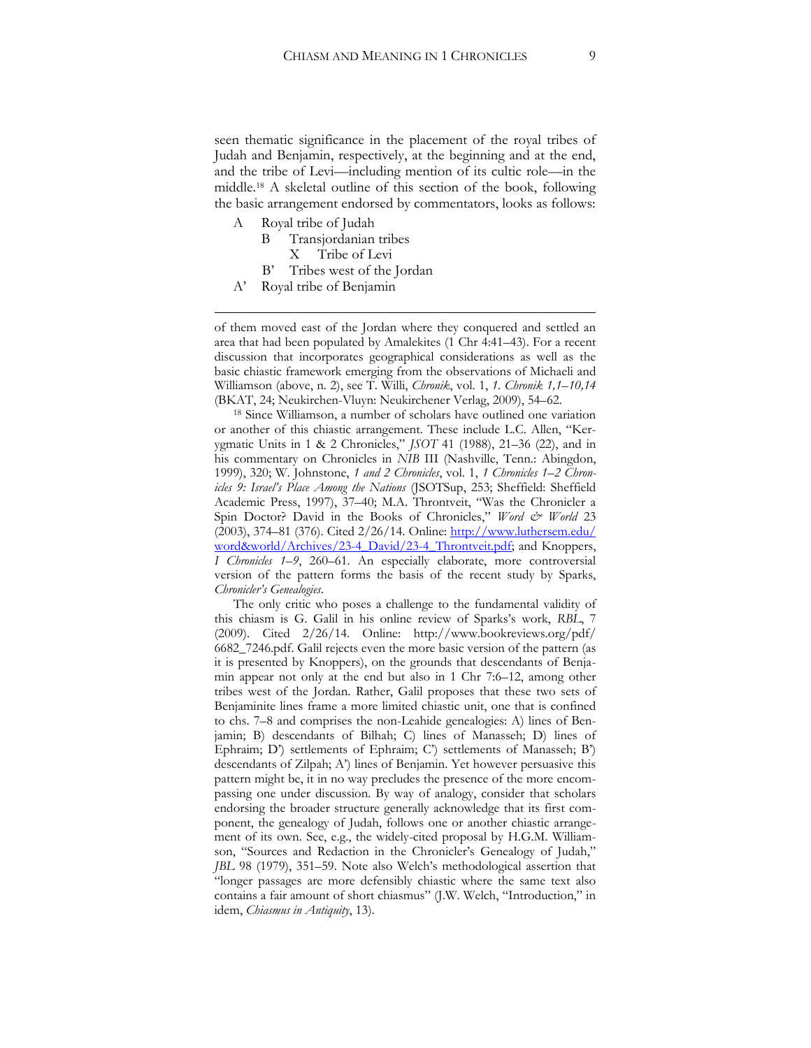seen thematic significance in the placement of the royal tribes of Judah and Benjamin, respectively, at the beginning and at the end, and the tribe of Levi—including mention of its cultic role—in the middle.[18] A skeletal outline of this section of the book, following the basic arrangement endorsed by commentators, looks as follows:

- A Royal tribe of Judah
  - B Transjordanian tribes
    - X Tribe of Levi
  - B' Tribes west of the Jordan
- A' Royal tribe of Benjamin

---

of them moved east of the Jordan where they conquered and settled an area that had been populated by Amalekites (1 Chr 4:41–43). For a recent discussion that incorporates geographical considerations as well as the basic chiastic framework emerging from the observations of Michaeli and Williamson (above, n. 2), see T. Willi, *Chronik*, vol. 1, *1. Chronik 1,1–10,14* (BKAT, 24; Neukirchen-Vluyn: Neukirchener Verlag, 2009), 54–62.

[18] Since Williamson, a number of scholars have outlined one variation or another of this chiastic arrangement. These include L.C. Allen, "Kerygmatic Units in 1 & 2 Chronicles," *JSOT* 41 (1988), 21–36 (22), and in his commentary on Chronicles in *NIB* III (Nashville, Tenn.: Abingdon, 1999), 320; W. Johnstone, *1 and 2 Chronicles*, vol. 1, *1 Chronicles 1–2 Chronicles 9: Israel's Place Among the Nations* (JSOTSup, 253; Sheffield: Sheffield Academic Press, 1997), 37–40; M.A. Throntveit, "Was the Chronicler a Spin Doctor? David in the Books of Chronicles," *Word & World* 23 (2003), 374–81 (376). Cited 2/26/14. Online: http://www.luthersem.edu/word&world/Archives/23-4_David/23-4_Throntveit.pdf; and Knoppers, *I Chronicles 1–9*, 260–61. An especially elaborate, more controversial version of the pattern forms the basis of the recent study by Sparks, *Chronicler's Genealogies*.

The only critic who poses a challenge to the fundamental validity of this chiasm is G. Galil in his online review of Sparks's work, *RBL*, 7 (2009). Cited 2/26/14. Online: http://www.bookreviews.org/pdf/6682_7246.pdf. Galil rejects even the more basic version of the pattern (as it is presented by Knoppers), on the grounds that descendants of Benjamin appear not only at the end but also in 1 Chr 7:6–12, among other tribes west of the Jordan. Rather, Galil proposes that these two sets of Benjaminite lines frame a more limited chiastic unit, one that is confined to chs. 7–8 and comprises the non-Leahide genealogies: A) lines of Benjamin; B) descendants of Bilhah; C) lines of Manasseh; D) lines of Ephraim; D') settlements of Ephraim; C') settlements of Manasseh; B') descendants of Zilpah; A') lines of Benjamin. Yet however persuasive this pattern might be, it in no way precludes the presence of the more encompassing one under discussion. By way of analogy, consider that scholars endorsing the broader structure generally acknowledge that its first component, the genealogy of Judah, follows one or another chiastic arrangement of its own. See, e.g., the widely-cited proposal by H.G.M. Williamson, "Sources and Redaction in the Chronicler's Genealogy of Judah," *JBL* 98 (1979), 351–59. Note also Welch's methodological assertion that "longer passages are more defensibly chiastic where the same text also contains a fair amount of short chiasmus" (J.W. Welch, "Introduction," in idem, *Chiasmus in Antiquity*, 13).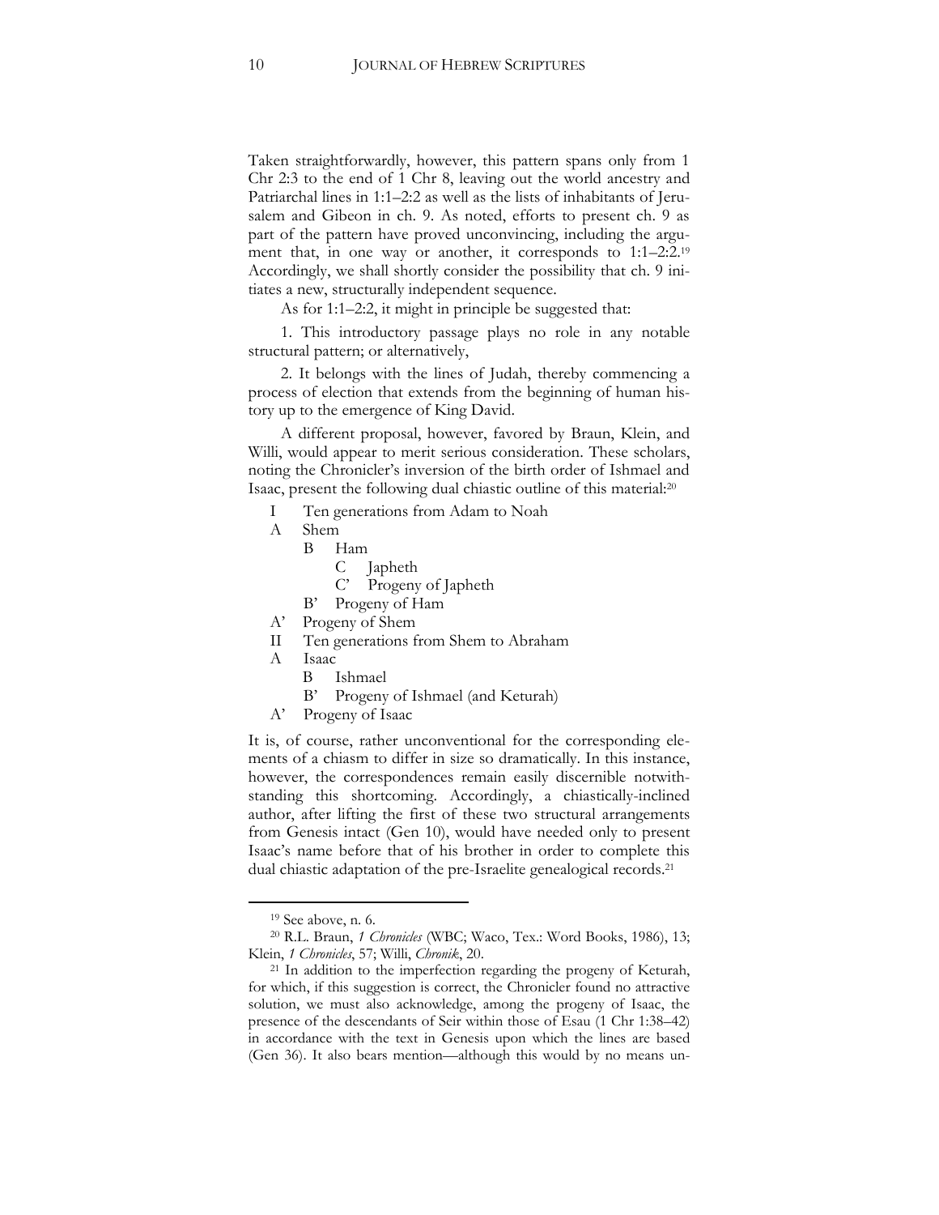Taken straightforwardly, however, this pattern spans only from 1 Chr 2:3 to the end of 1 Chr 8, leaving out the world ancestry and Patriarchal lines in 1:1–2:2 as well as the lists of inhabitants of Jerusalem and Gibeon in ch. 9. As noted, efforts to present ch. 9 as part of the pattern have proved unconvincing, including the argument that, in one way or another, it corresponds to 1:1–2:2.[19] Accordingly, we shall shortly consider the possibility that ch. 9 initiates a new, structurally independent sequence.

As for 1:1–2:2, it might in principle be suggested that:

1. This introductory passage plays no role in any notable structural pattern; or alternatively,

2. It belongs with the lines of Judah, thereby commencing a process of election that extends from the beginning of human history up to the emergence of King David.

A different proposal, however, favored by Braun, Klein, and Willi, would appear to merit serious consideration. These scholars, noting the Chronicler's inversion of the birth order of Ishmael and Isaac, present the following dual chiastic outline of this material:[20]

- I Ten generations from Adam to Noah
- A Shem
  - B Ham
    - C Japheth
    - C' Progeny of Japheth
  - B' Progeny of Ham
- A' Progeny of Shem
- II Ten generations from Shem to Abraham
- A Isaac
  - B Ishmael
  - B' Progeny of Ishmael (and Keturah)
- A' Progeny of Isaac

It is, of course, rather unconventional for the corresponding elements of a chiasm to differ in size so dramatically. In this instance, however, the correspondences remain easily discernible notwithstanding this shortcoming. Accordingly, a chiastically-inclined author, after lifting the first of these two structural arrangements from Genesis intact (Gen 10), would have needed only to present Isaac's name before that of his brother in order to complete this dual chiastic adaptation of the pre-Israelite genealogical records.[21]

---

[19] See above, n. 6.

[20] R.L. Braun, *1 Chronicles* (WBC; Waco, Tex.: Word Books, 1986), 13; Klein, *1 Chronicles*, 57; Willi, *Chronik*, 20.

[21] In addition to the imperfection regarding the progeny of Keturah, for which, if this suggestion is correct, the Chronicler found no attractive solution, we must also acknowledge, among the progeny of Isaac, the presence of the descendants of Seir within those of Esau (1 Chr 1:38–42) in accordance with the text in Genesis upon which the lines are based (Gen 36). It also bears mention—although this would by no means un-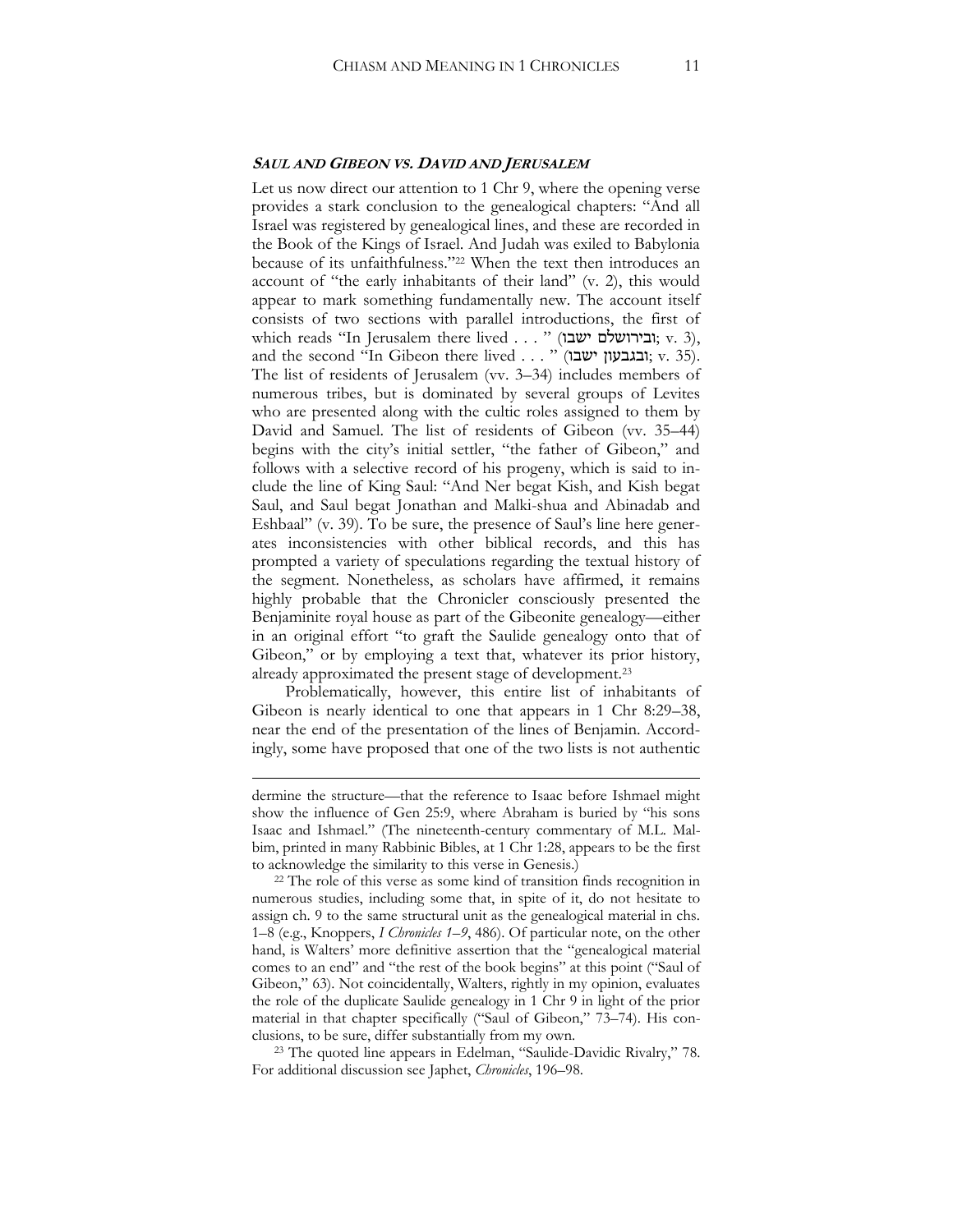### ***SAUL AND GIBEON VS. DAVID AND JERUSALEM***

Let us now direct our attention to 1 Chr 9, where the opening verse provides a stark conclusion to the genealogical chapters: "And all Israel was registered by genealogical lines, and these are recorded in the Book of the Kings of Israel. And Judah was exiled to Babylonia because of its unfaithfulness."[22] When the text then introduces an account of "the early inhabitants of their land" (v. 2), this would appear to mark something fundamentally new. The account itself consists of two sections with parallel introductions, the first of which reads "In Jerusalem there lived . . . " (ובירושלם ישבו; v. 3), and the second "In Gibeon there lived . . . " (ובגבעון ישבו; v. 35). The list of residents of Jerusalem (vv. 3–34) includes members of numerous tribes, but is dominated by several groups of Levites who are presented along with the cultic roles assigned to them by David and Samuel. The list of residents of Gibeon (vv. 35–44) begins with the city's initial settler, "the father of Gibeon," and follows with a selective record of his progeny, which is said to include the line of King Saul: "And Ner begat Kish, and Kish begat Saul, and Saul begat Jonathan and Malki-shua and Abinadab and Eshbaal" (v. 39). To be sure, the presence of Saul's line here generates inconsistencies with other biblical records, and this has prompted a variety of speculations regarding the textual history of the segment. Nonetheless, as scholars have affirmed, it remains highly probable that the Chronicler consciously presented the Benjaminite royal house as part of the Gibeonite genealogy—either in an original effort "to graft the Saulide genealogy onto that of Gibeon," or by employing a text that, whatever its prior history, already approximated the present stage of development.[23]

Problematically, however, this entire list of inhabitants of Gibeon is nearly identical to one that appears in 1 Chr 8:29–38, near the end of the presentation of the lines of Benjamin. Accordingly, some have proposed that one of the two lists is not authentic

---

dermine the structure—that the reference to Isaac before Ishmael might show the influence of Gen 25:9, where Abraham is buried by "his sons Isaac and Ishmael." (The nineteenth-century commentary of M.L. Malbim, printed in many Rabbinic Bibles, at 1 Chr 1:28, appears to be the first to acknowledge the similarity to this verse in Genesis.)

[22] The role of this verse as some kind of transition finds recognition in numerous studies, including some that, in spite of it, do not hesitate to assign ch. 9 to the same structural unit as the genealogical material in chs. 1–8 (e.g., Knoppers, *I Chronicles 1–9*, 486). Of particular note, on the other hand, is Walters' more definitive assertion that the "genealogical material comes to an end" and "the rest of the book begins" at this point ("Saul of Gibeon," 63). Not coincidentally, Walters, rightly in my opinion, evaluates the role of the duplicate Saulide genealogy in 1 Chr 9 in light of the prior material in that chapter specifically ("Saul of Gibeon," 73–74). His conclusions, to be sure, differ substantially from my own.

[23] The quoted line appears in Edelman, "Saulide-Davidic Rivalry," 78. For additional discussion see Japhet, *Chronicles*, 196–98.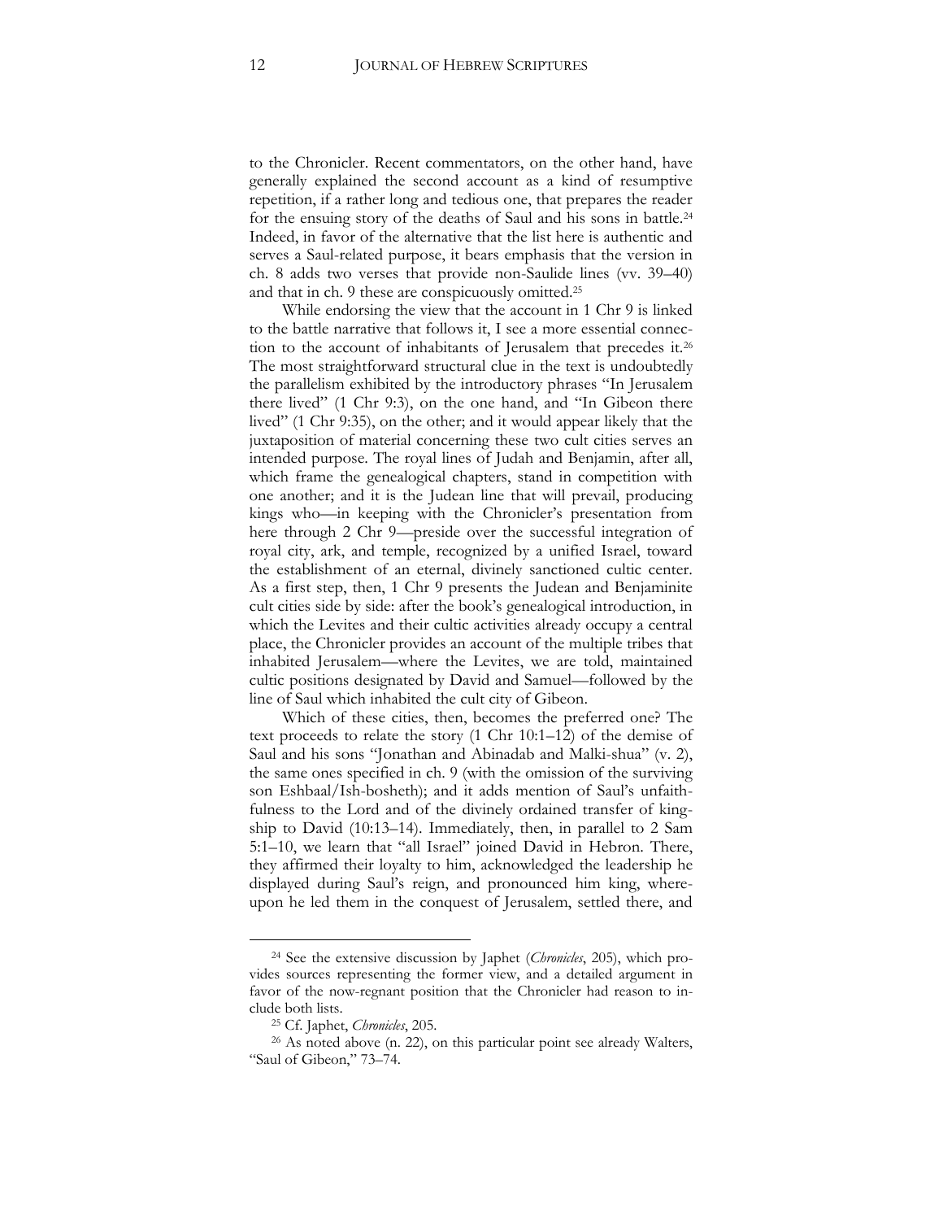to the Chronicler. Recent commentators, on the other hand, have generally explained the second account as a kind of resumptive repetition, if a rather long and tedious one, that prepares the reader for the ensuing story of the deaths of Saul and his sons in battle.[24] Indeed, in favor of the alternative that the list here is authentic and serves a Saul-related purpose, it bears emphasis that the version in ch. 8 adds two verses that provide non-Saulide lines (vv. 39–40) and that in ch. 9 these are conspicuously omitted.[25]

While endorsing the view that the account in 1 Chr 9 is linked to the battle narrative that follows it, I see a more essential connection to the account of inhabitants of Jerusalem that precedes it.[26] The most straightforward structural clue in the text is undoubtedly the parallelism exhibited by the introductory phrases "In Jerusalem there lived" (1 Chr 9:3), on the one hand, and "In Gibeon there lived" (1 Chr 9:35), on the other; and it would appear likely that the juxtaposition of material concerning these two cult cities serves an intended purpose. The royal lines of Judah and Benjamin, after all, which frame the genealogical chapters, stand in competition with one another; and it is the Judean line that will prevail, producing kings who—in keeping with the Chronicler's presentation from here through 2 Chr 9—preside over the successful integration of royal city, ark, and temple, recognized by a unified Israel, toward the establishment of an eternal, divinely sanctioned cultic center. As a first step, then, 1 Chr 9 presents the Judean and Benjaminite cult cities side by side: after the book's genealogical introduction, in which the Levites and their cultic activities already occupy a central place, the Chronicler provides an account of the multiple tribes that inhabited Jerusalem—where the Levites, we are told, maintained cultic positions designated by David and Samuel—followed by the line of Saul which inhabited the cult city of Gibeon.

Which of these cities, then, becomes the preferred one? The text proceeds to relate the story (1 Chr 10:1–12) of the demise of Saul and his sons "Jonathan and Abinadab and Malki-shua" (v. 2), the same ones specified in ch. 9 (with the omission of the surviving son Eshbaal/Ish-bosheth); and it adds mention of Saul's unfaithfulness to the Lord and of the divinely ordained transfer of kingship to David (10:13–14). Immediately, then, in parallel to 2 Sam 5:1–10, we learn that "all Israel" joined David in Hebron. There, they affirmed their loyalty to him, acknowledged the leadership he displayed during Saul's reign, and pronounced him king, whereupon he led them in the conquest of Jerusalem, settled there, and

[24] See the extensive discussion by Japhet (*Chronicles*, 205), which provides sources representing the former view, and a detailed argument in favor of the now-regnant position that the Chronicler had reason to include both lists.

[25] Cf. Japhet, *Chronicles*, 205.

[26] As noted above (n. 22), on this particular point see already Walters, "Saul of Gibeon," 73–74.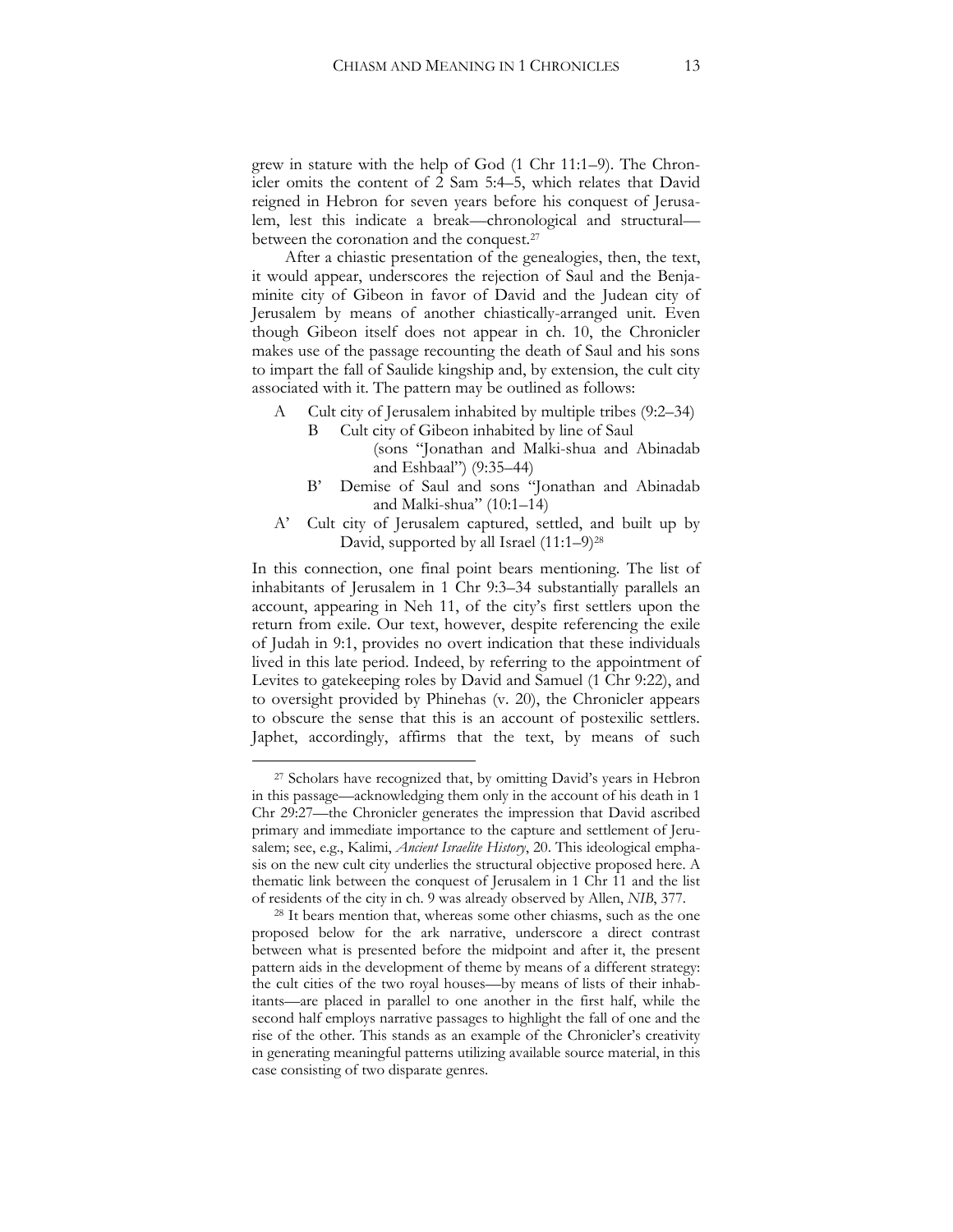grew in stature with the help of God (1 Chr 11:1–9). The Chronicler omits the content of 2 Sam 5:4–5, which relates that David reigned in Hebron for seven years before his conquest of Jerusalem, lest this indicate a break—chronological and structural—between the coronation and the conquest.[27]

After a chiastic presentation of the genealogies, then, the text, it would appear, underscores the rejection of Saul and the Benjaminite city of Gibeon in favor of David and the Judean city of Jerusalem by means of another chiastically-arranged unit. Even though Gibeon itself does not appear in ch. 10, the Chronicler makes use of the passage recounting the death of Saul and his sons to impart the fall of Saulide kingship and, by extension, the cult city associated with it. The pattern may be outlined as follows:

- A Cult city of Jerusalem inhabited by multiple tribes (9:2–34)
  - B Cult city of Gibeon inhabited by line of Saul (sons "Jonathan and Malki-shua and Abinadab and Eshbaal") (9:35–44)
  - B' Demise of Saul and sons "Jonathan and Abinadab and Malki-shua" (10:1–14)
- A' Cult city of Jerusalem captured, settled, and built up by David, supported by all Israel (11:1–9)[28]

In this connection, one final point bears mentioning. The list of inhabitants of Jerusalem in 1 Chr 9:3–34 substantially parallels an account, appearing in Neh 11, of the city's first settlers upon the return from exile. Our text, however, despite referencing the exile of Judah in 9:1, provides no overt indication that these individuals lived in this late period. Indeed, by referring to the appointment of Levites to gatekeeping roles by David and Samuel (1 Chr 9:22), and to oversight provided by Phinehas (v. 20), the Chronicler appears to obscure the sense that this is an account of postexilic settlers. Japhet, accordingly, affirms that the text, by means of such

---

[27] Scholars have recognized that, by omitting David's years in Hebron in this passage—acknowledging them only in the account of his death in 1 Chr 29:27—the Chronicler generates the impression that David ascribed primary and immediate importance to the capture and settlement of Jerusalem; see, e.g., Kalimi, *Ancient Israelite History*, 20. This ideological emphasis on the new cult city underlies the structural objective proposed here. A thematic link between the conquest of Jerusalem in 1 Chr 11 and the list of residents of the city in ch. 9 was already observed by Allen, *NIB*, 377.

[28] It bears mention that, whereas some other chiasms, such as the one proposed below for the ark narrative, underscore a direct contrast between what is presented before the midpoint and after it, the present pattern aids in the development of theme by means of a different strategy: the cult cities of the two royal houses—by means of lists of their inhabitants—are placed in parallel to one another in the first half, while the second half employs narrative passages to highlight the fall of one and the rise of the other. This stands as an example of the Chronicler's creativity in generating meaningful patterns utilizing available source material, in this case consisting of two disparate genres.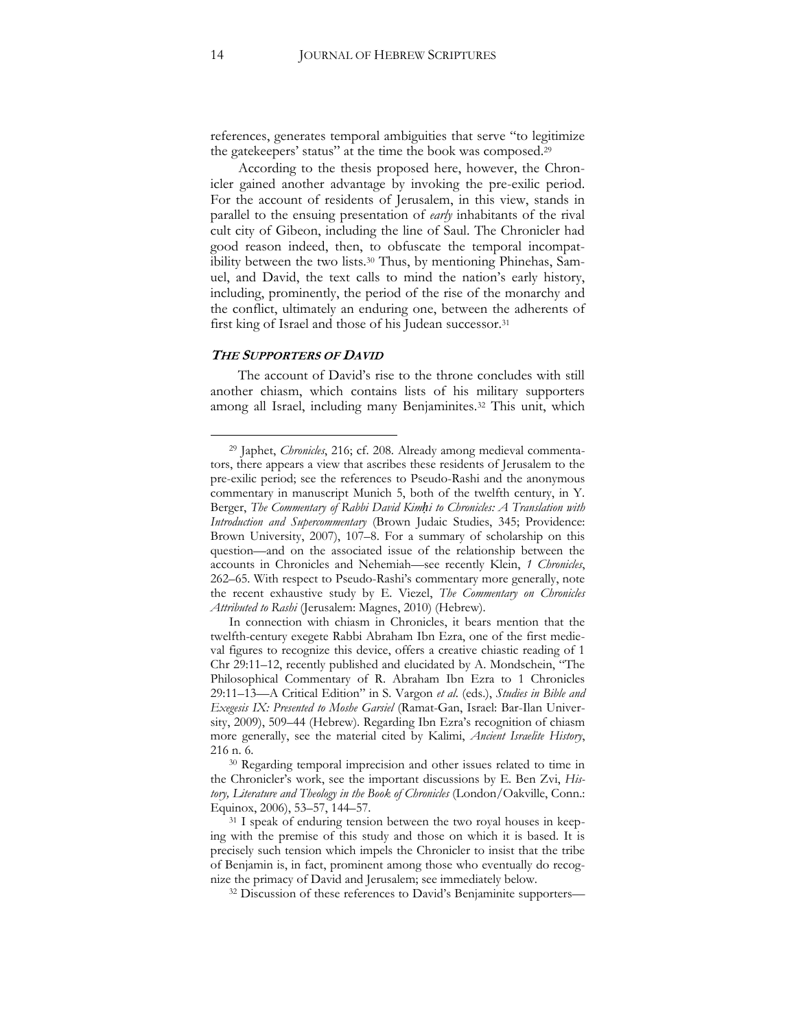references, generates temporal ambiguities that serve "to legitimize the gatekeepers' status" at the time the book was composed.[29]

According to the thesis proposed here, however, the Chronicler gained another advantage by invoking the pre-exilic period. For the account of residents of Jerusalem, in this view, stands in parallel to the ensuing presentation of *early* inhabitants of the rival cult city of Gibeon, including the line of Saul. The Chronicler had good reason indeed, then, to obfuscate the temporal incompatibility between the two lists.[30] Thus, by mentioning Phinehas, Samuel, and David, the text calls to mind the nation's early history, including, prominently, the period of the rise of the monarchy and the conflict, ultimately an enduring one, between the adherents of first king of Israel and those of his Judean successor.[31]

### ***THE SUPPORTERS OF DAVID***

The account of David's rise to the throne concludes with still another chiasm, which contains lists of his military supporters among all Israel, including many Benjaminites.[32] This unit, which

---

[29] Japhet, *Chronicles*, 216; cf. 208. Already among medieval commentators, there appears a view that ascribes these residents of Jerusalem to the pre-exilic period; see the references to Pseudo-Rashi and the anonymous commentary in manuscript Munich 5, both of the twelfth century, in Y. Berger, *The Commentary of Rabbi David Kimḥi to Chronicles: A Translation with Introduction and Supercommentary* (Brown Judaic Studies, 345; Providence: Brown University, 2007), 107–8. For a summary of scholarship on this question—and on the associated issue of the relationship between the accounts in Chronicles and Nehemiah—see recently Klein, *1 Chronicles*, 262–65. With respect to Pseudo-Rashi's commentary more generally, note the recent exhaustive study by E. Viezel, *The Commentary on Chronicles Attributed to Rashi* (Jerusalem: Magnes, 2010) (Hebrew).

In connection with chiasm in Chronicles, it bears mention that the twelfth-century exegete Rabbi Abraham Ibn Ezra, one of the first medieval figures to recognize this device, offers a creative chiastic reading of 1 Chr 29:11–12, recently published and elucidated by A. Mondschein, "The Philosophical Commentary of R. Abraham Ibn Ezra to 1 Chronicles 29:11–13—A Critical Edition" in S. Vargon *et al*. (eds.), *Studies in Bible and Exegesis IX: Presented to Moshe Garsiel* (Ramat-Gan, Israel: Bar-Ilan University, 2009), 509–44 (Hebrew). Regarding Ibn Ezra's recognition of chiasm more generally, see the material cited by Kalimi, *Ancient Israelite History*, 216 n. 6.

[30] Regarding temporal imprecision and other issues related to time in the Chronicler's work, see the important discussions by E. Ben Zvi, *History, Literature and Theology in the Book of Chronicles* (London/Oakville, Conn.: Equinox, 2006), 53–57, 144–57.

[31] I speak of enduring tension between the two royal houses in keeping with the premise of this study and those on which it is based. It is precisely such tension which impels the Chronicler to insist that the tribe of Benjamin is, in fact, prominent among those who eventually do recognize the primacy of David and Jerusalem; see immediately below.

[32] Discussion of these references to David's Benjaminite supporters—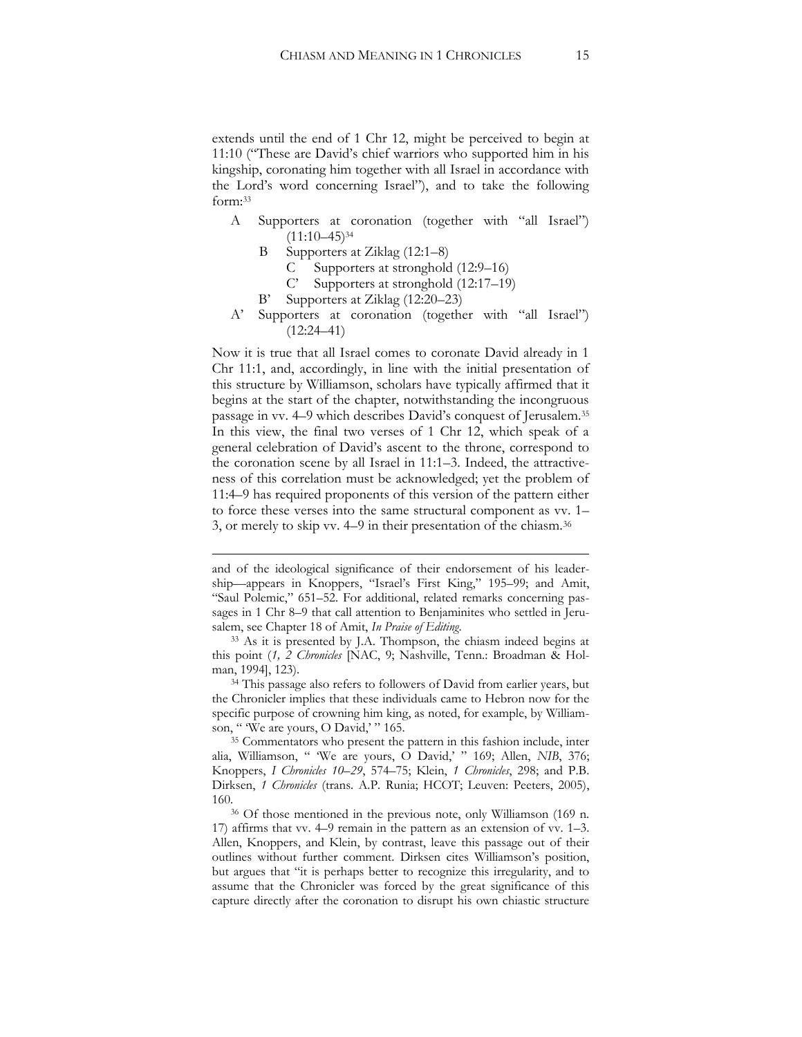extends until the end of 1 Chr 12, might be perceived to begin at 11:10 ("These are David's chief warriors who supported him in his kingship, coronating him together with all Israel in accordance with the Lord's word concerning Israel"), and to take the following form:[33]

- A Supporters at coronation (together with "all Israel") (11:10–45)[34]
  - B Supporters at Ziklag (12:1–8)
    - C Supporters at stronghold (12:9–16)
    - C' Supporters at stronghold (12:17–19)
  - B' Supporters at Ziklag (12:20–23)
- A' Supporters at coronation (together with "all Israel") (12:24–41)

Now it is true that all Israel comes to coronate David already in 1 Chr 11:1, and, accordingly, in line with the initial presentation of this structure by Williamson, scholars have typically affirmed that it begins at the start of the chapter, notwithstanding the incongruous passage in vv. 4–9 which describes David's conquest of Jerusalem.[35] In this view, the final two verses of 1 Chr 12, which speak of a general celebration of David's ascent to the throne, correspond to the coronation scene by all Israel in 11:1–3. Indeed, the attractiveness of this correlation must be acknowledged; yet the problem of 11:4–9 has required proponents of this version of the pattern either to force these verses into the same structural component as vv. 1–3, or merely to skip vv. 4–9 in their presentation of the chiasm.[36]

---

and of the ideological significance of their endorsement of his leadership—appears in Knoppers, "Israel's First King," 195–99; and Amit, "Saul Polemic," 651–52. For additional, related remarks concerning passages in 1 Chr 8–9 that call attention to Benjaminites who settled in Jerusalem, see Chapter 18 of Amit, *In Praise of Editing*.

[33] As it is presented by J.A. Thompson, the chiasm indeed begins at this point (*1, 2 Chronicles* [NAC, 9; Nashville, Tenn.: Broadman & Holman, 1994], 123).

[34] This passage also refers to followers of David from earlier years, but the Chronicler implies that these individuals came to Hebron now for the specific purpose of crowning him king, as noted, for example, by Williamson, " 'We are yours, O David,' " 165.

[35] Commentators who present the pattern in this fashion include, inter alia, Williamson, " 'We are yours, O David,' " 169; Allen, *NIB*, 376; Knoppers, *I Chronicles 10–29*, 574–75; Klein, *1 Chronicles*, 298; and P.B. Dirksen, *1 Chronicles* (trans. A.P. Runia; HCOT; Leuven: Peeters, 2005), 160.

[36] Of those mentioned in the previous note, only Williamson (169 n. 17) affirms that vv. 4–9 remain in the pattern as an extension of vv. 1–3. Allen, Knoppers, and Klein, by contrast, leave this passage out of their outlines without further comment. Dirksen cites Williamson's position, but argues that "it is perhaps better to recognize this irregularity, and to assume that the Chronicler was forced by the great significance of this capture directly after the coronation to disrupt his own chiastic structure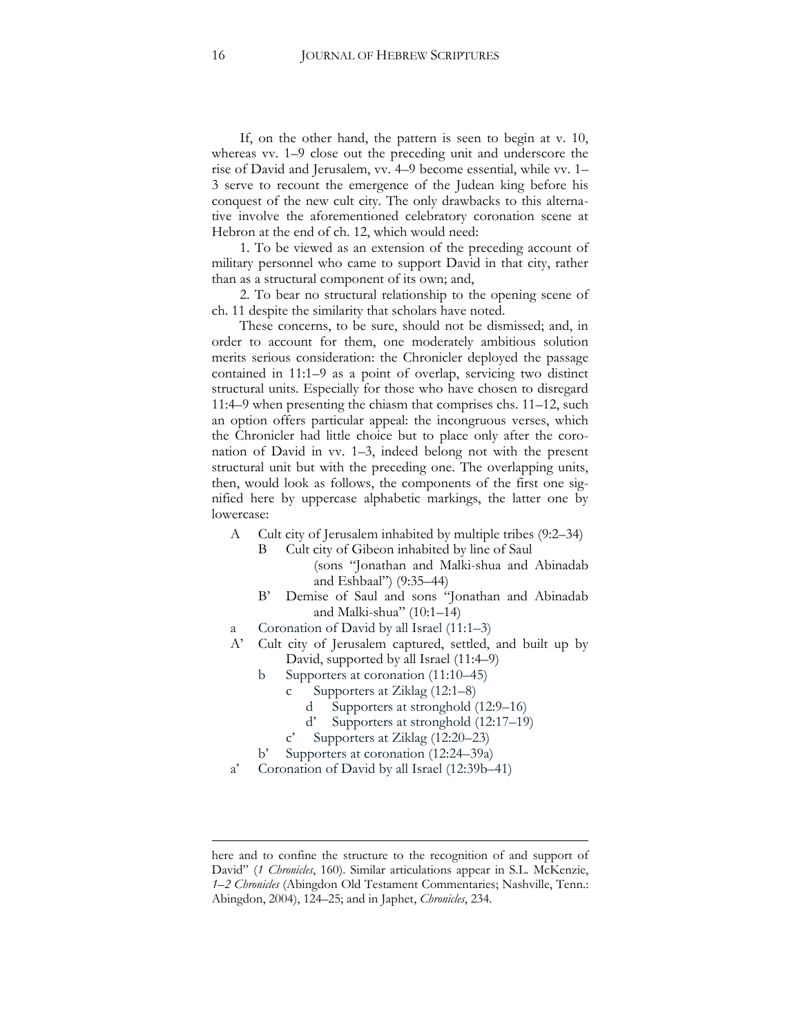If, on the other hand, the pattern is seen to begin at v. 10, whereas vv. 1–9 close out the preceding unit and underscore the rise of David and Jerusalem, vv. 4–9 become essential, while vv. 1–3 serve to recount the emergence of the Judean king before his conquest of the new cult city. The only drawbacks to this alternative involve the aforementioned celebratory coronation scene at Hebron at the end of ch. 12, which would need:

1. To be viewed as an extension of the preceding account of military personnel who came to support David in that city, rather than as a structural component of its own; and,

2. To bear no structural relationship to the opening scene of ch. 11 despite the similarity that scholars have noted.

These concerns, to be sure, should not be dismissed; and, in order to account for them, one moderately ambitious solution merits serious consideration: the Chronicler deployed the passage contained in 11:1–9 as a point of overlap, servicing two distinct structural units. Especially for those who have chosen to disregard 11:4–9 when presenting the chiasm that comprises chs. 11–12, such an option offers particular appeal: the incongruous verses, which the Chronicler had little choice but to place only after the coronation of David in vv. 1–3, indeed belong not with the present structural unit but with the preceding one. The overlapping units, then, would look as follows, the components of the first one signified here by uppercase alphabetic markings, the latter one by lowercase:

- A Cult city of Jerusalem inhabited by multiple tribes (9:2–34)
  - B Cult city of Gibeon inhabited by line of Saul (sons "Jonathan and Malki-shua and Abinadab and Eshbaal") (9:35–44)
  - B' Demise of Saul and sons "Jonathan and Abinadab and Malki-shua" (10:1–14)
- a Coronation of David by all Israel (11:1–3)
- A' Cult city of Jerusalem captured, settled, and built up by David, supported by all Israel (11:4–9)
  - b Supporters at coronation (11:10–45)
    - c Supporters at Ziklag (12:1–8)
      - d Supporters at stronghold (12:9–16)
      - d' Supporters at stronghold (12:17–19)
    - c' Supporters at Ziklag (12:20–23)
  - b' Supporters at coronation (12:24–39a)
- a' Coronation of David by all Israel (12:39b–41)

---

here and to confine the structure to the recognition of and support of David" (*1 Chronicles*, 160). Similar articulations appear in S.L. McKenzie, *1–2 Chronicles* (Abingdon Old Testament Commentaries; Nashville, Tenn.: Abingdon, 2004), 124–25; and in Japhet, *Chronicles*, 234.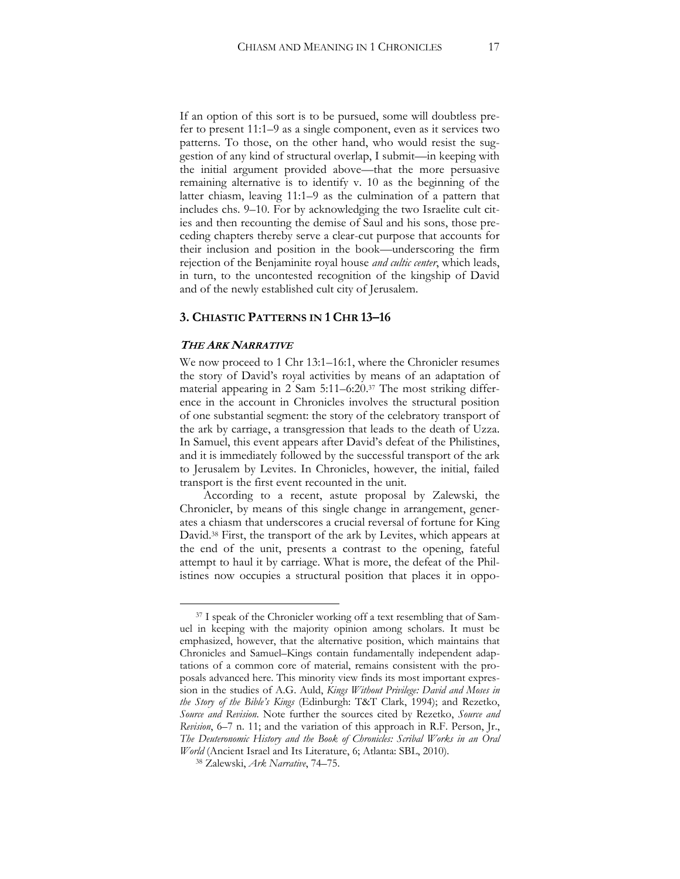If an option of this sort is to be pursued, some will doubtless prefer to present 11:1–9 as a single component, even as it services two patterns. To those, on the other hand, who would resist the suggestion of any kind of structural overlap, I submit—in keeping with the initial argument provided above—that the more persuasive remaining alternative is to identify v. 10 as the beginning of the latter chiasm, leaving 11:1–9 as the culmination of a pattern that includes chs. 9–10. For by acknowledging the two Israelite cult cities and then recounting the demise of Saul and his sons, those preceding chapters thereby serve a clear-cut purpose that accounts for their inclusion and position in the book—underscoring the firm rejection of the Benjaminite royal house *and cultic center*, which leads, in turn, to the uncontested recognition of the kingship of David and of the newly established cult city of Jerusalem.

## 3. CHIASTIC PATTERNS IN 1 CHR 13–16

### *THE ARK NARRATIVE*

We now proceed to 1 Chr 13:1–16:1, where the Chronicler resumes the story of David's royal activities by means of an adaptation of material appearing in 2 Sam 5:11–6:20.[37] The most striking difference in the account in Chronicles involves the structural position of one substantial segment: the story of the celebratory transport of the ark by carriage, a transgression that leads to the death of Uzza. In Samuel, this event appears after David's defeat of the Philistines, and it is immediately followed by the successful transport of the ark to Jerusalem by Levites. In Chronicles, however, the initial, failed transport is the first event recounted in the unit.

According to a recent, astute proposal by Zalewski, the Chronicler, by means of this single change in arrangement, generates a chiasm that underscores a crucial reversal of fortune for King David.[38] First, the transport of the ark by Levites, which appears at the end of the unit, presents a contrast to the opening, fateful attempt to haul it by carriage. What is more, the defeat of the Philistines now occupies a structural position that places it in oppo-

---

[37] I speak of the Chronicler working off a text resembling that of Samuel in keeping with the majority opinion among scholars. It must be emphasized, however, that the alternative position, which maintains that Chronicles and Samuel–Kings contain fundamentally independent adaptations of a common core of material, remains consistent with the proposals advanced here. This minority view finds its most important expression in the studies of A.G. Auld, *Kings Without Privilege: David and Moses in the Story of the Bible's Kings* (Edinburgh: T&T Clark, 1994); and Rezetko, *Source and Revision*. Note further the sources cited by Rezetko, *Source and Revision*, 6–7 n. 11; and the variation of this approach in R.F. Person, Jr., *The Deuteronomic History and the Book of Chronicles: Scribal Works in an Oral World* (Ancient Israel and Its Literature, 6; Atlanta: SBL, 2010).

[38] Zalewski, *Ark Narrative*, 74–75.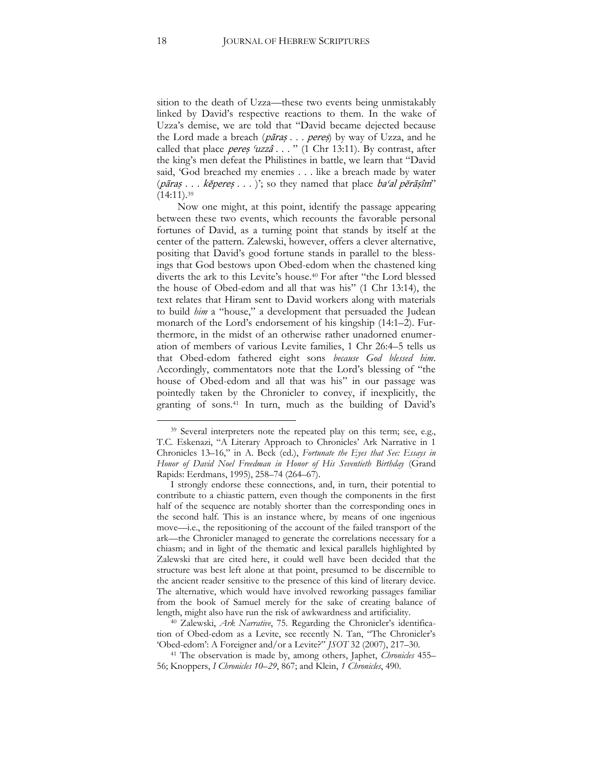sition to the death of Uzza—these two events being unmistakably linked by David's respective reactions to them. In the wake of Uzza's demise, we are told that "David became dejected because the Lord made a breach (*pāraṣ . . . pereṣ*) by way of Uzza, and he called that place *pereṣ ʿuzzâ . . .* " (1 Chr 13:11). By contrast, after the king's men defeat the Philistines in battle, we learn that "David said, 'God breached my enemies . . . like a breach made by water (*pāraṣ . . . kĕpereṣ . . .* )'; so they named that place *baʿal pĕrāṣîm*" (14:11).[39]

Now one might, at this point, identify the passage appearing between these two events, which recounts the favorable personal fortunes of David, as a turning point that stands by itself at the center of the pattern. Zalewski, however, offers a clever alternative, positing that David's good fortune stands in parallel to the blessings that God bestows upon Obed-edom when the chastened king diverts the ark to this Levite's house.[40] For after "the Lord blessed the house of Obed-edom and all that was his" (1 Chr 13:14), the text relates that Hiram sent to David workers along with materials to build *him* a "house," a development that persuaded the Judean monarch of the Lord's endorsement of his kingship (14:1–2). Furthermore, in the midst of an otherwise rather unadorned enumeration of members of various Levite families, 1 Chr 26:4–5 tells us that Obed-edom fathered eight sons *because God blessed him*. Accordingly, commentators note that the Lord's blessing of "the house of Obed-edom and all that was his" in our passage was pointedly taken by the Chronicler to convey, if inexplicitly, the granting of sons.[41] In turn, much as the building of David's

---

[39] Several interpreters note the repeated play on this term; see, e.g., T.C. Eskenazi, "A Literary Approach to Chronicles' Ark Narrative in 1 Chronicles 13–16," in A. Beck (ed.), *Fortunate the Eyes that See: Essays in Honor of David Noel Freedman in Honor of His Seventieth Birthday* (Grand Rapids: Eerdmans, 1995), 258–74 (264–67).

I strongly endorse these connections, and, in turn, their potential to contribute to a chiastic pattern, even though the components in the first half of the sequence are notably shorter than the corresponding ones in the second half. This is an instance where, by means of one ingenious move—i.e., the repositioning of the account of the failed transport of the ark—the Chronicler managed to generate the correlations necessary for a chiasm; and in light of the thematic and lexical parallels highlighted by Zalewski that are cited here, it could well have been decided that the structure was best left alone at that point, presumed to be discernible to the ancient reader sensitive to the presence of this kind of literary device. The alternative, which would have involved reworking passages familiar from the book of Samuel merely for the sake of creating balance of length, might also have run the risk of awkwardness and artificiality.

[40] Zalewski, *Ark Narrative*, 75. Regarding the Chronicler's identification of Obed-edom as a Levite, see recently N. Tan, "The Chronicler's 'Obed-edom': A Foreigner and/or a Levite?" *JSOT* 32 (2007), 217–30.

[41] The observation is made by, among others, Japhet, *Chronicles* 455–56; Knoppers, *I Chronicles 10–29*, 867; and Klein, *1 Chronicles*, 490.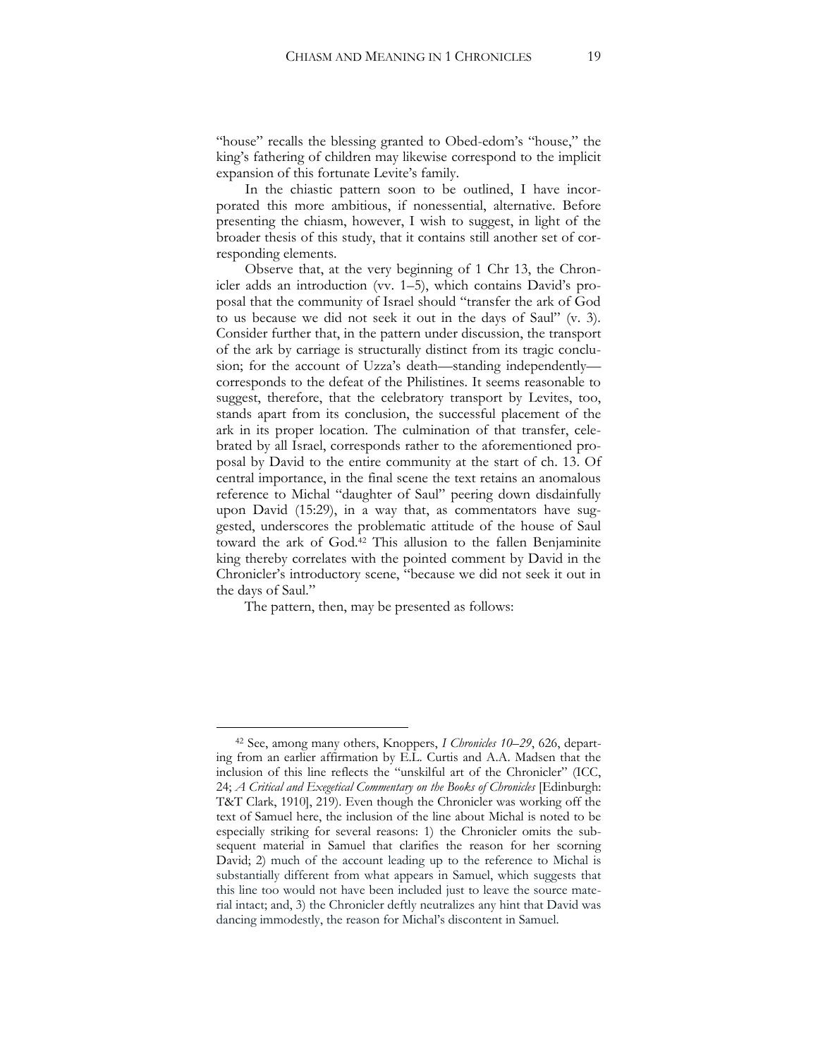"house" recalls the blessing granted to Obed-edom's "house," the king's fathering of children may likewise correspond to the implicit expansion of this fortunate Levite's family.

In the chiastic pattern soon to be outlined, I have incorporated this more ambitious, if nonessential, alternative. Before presenting the chiasm, however, I wish to suggest, in light of the broader thesis of this study, that it contains still another set of corresponding elements.

Observe that, at the very beginning of 1 Chr 13, the Chronicler adds an introduction (vv. 1–5), which contains David's proposal that the community of Israel should "transfer the ark of God to us because we did not seek it out in the days of Saul" (v. 3). Consider further that, in the pattern under discussion, the transport of the ark by carriage is structurally distinct from its tragic conclusion; for the account of Uzza's death—standing independently—corresponds to the defeat of the Philistines. It seems reasonable to suggest, therefore, that the celebratory transport by Levites, too, stands apart from its conclusion, the successful placement of the ark in its proper location. The culmination of that transfer, celebrated by all Israel, corresponds rather to the aforementioned proposal by David to the entire community at the start of ch. 13. Of central importance, in the final scene the text retains an anomalous reference to Michal "daughter of Saul" peering down disdainfully upon David (15:29), in a way that, as commentators have suggested, underscores the problematic attitude of the house of Saul toward the ark of God.[42] This allusion to the fallen Benjaminite king thereby correlates with the pointed comment by David in the Chronicler's introductory scene, "because we did not seek it out in the days of Saul."

The pattern, then, may be presented as follows:

---

[42] See, among many others, Knoppers, *I Chronicles 10–29*, 626, departing from an earlier affirmation by E.L. Curtis and A.A. Madsen that the inclusion of this line reflects the "unskilful art of the Chronicler" (ICC, 24; *A Critical and Exegetical Commentary on the Books of Chronicles* [Edinburgh: T&T Clark, 1910], 219). Even though the Chronicler was working off the text of Samuel here, the inclusion of the line about Michal is noted to be especially striking for several reasons: 1) the Chronicler omits the subsequent material in Samuel that clarifies the reason for her scorning David; 2) much of the account leading up to the reference to Michal is substantially different from what appears in Samuel, which suggests that this line too would not have been included just to leave the source material intact; and, 3) the Chronicler deftly neutralizes any hint that David was dancing immodestly, the reason for Michal's discontent in Samuel.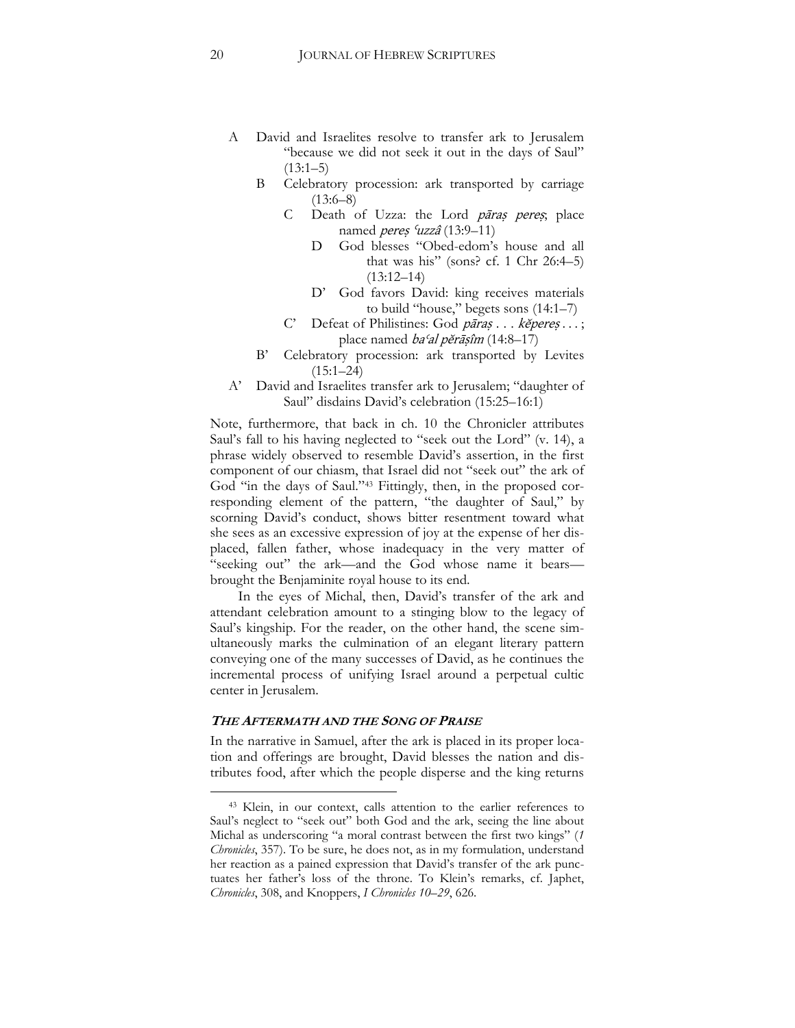- A David and Israelites resolve to transfer ark to Jerusalem "because we did not seek it out in the days of Saul" (13:1–5)
  - B Celebratory procession: ark transported by carriage (13:6–8)
    - C Death of Uzza: the Lord *pāraṣ pereṣ*; place named *pereṣ ʿuzzâ* (13:9–11)
      - D God blesses "Obed-edom's house and all that was his" (sons? cf. 1 Chr 26:4–5) (13:12–14)
      - D' God favors David: king receives materials to build "house," begets sons (14:1–7)
    - C' Defeat of Philistines: God *pāraṣ . . . kĕpereṣ . . .* ; place named *baʿal pĕrāṣîm* (14:8–17)
  - B' Celebratory procession: ark transported by Levites (15:1–24)
- A' David and Israelites transfer ark to Jerusalem; "daughter of Saul" disdains David's celebration (15:25–16:1)

Note, furthermore, that back in ch. 10 the Chronicler attributes Saul's fall to his having neglected to "seek out the Lord" (v. 14), a phrase widely observed to resemble David's assertion, in the first component of our chiasm, that Israel did not "seek out" the ark of God "in the days of Saul."[43] Fittingly, then, in the proposed corresponding element of the pattern, "the daughter of Saul," by scorning David's conduct, shows bitter resentment toward what she sees as an excessive expression of joy at the expense of her displaced, fallen father, whose inadequacy in the very matter of "seeking out" the ark—and the God whose name it bears—brought the Benjaminite royal house to its end.

In the eyes of Michal, then, David's transfer of the ark and attendant celebration amount to a stinging blow to the legacy of Saul's kingship. For the reader, on the other hand, the scene simultaneously marks the culmination of an elegant literary pattern conveying one of the many successes of David, as he continues the incremental process of unifying Israel around a perpetual cultic center in Jerusalem.

### *THE AFTERMATH AND THE SONG OF PRAISE*

In the narrative in Samuel, after the ark is placed in its proper location and offerings are brought, David blesses the nation and distributes food, after which the people disperse and the king returns

[43] Klein, in our context, calls attention to the earlier references to Saul's neglect to "seek out" both God and the ark, seeing the line about Michal as underscoring "a moral contrast between the first two kings" (*1 Chronicles*, 357). To be sure, he does not, as in my formulation, understand her reaction as a pained expression that David's transfer of the ark punctuates her father's loss of the throne. To Klein's remarks, cf. Japhet, *Chronicles*, 308, and Knoppers, *I Chronicles 10–29*, 626.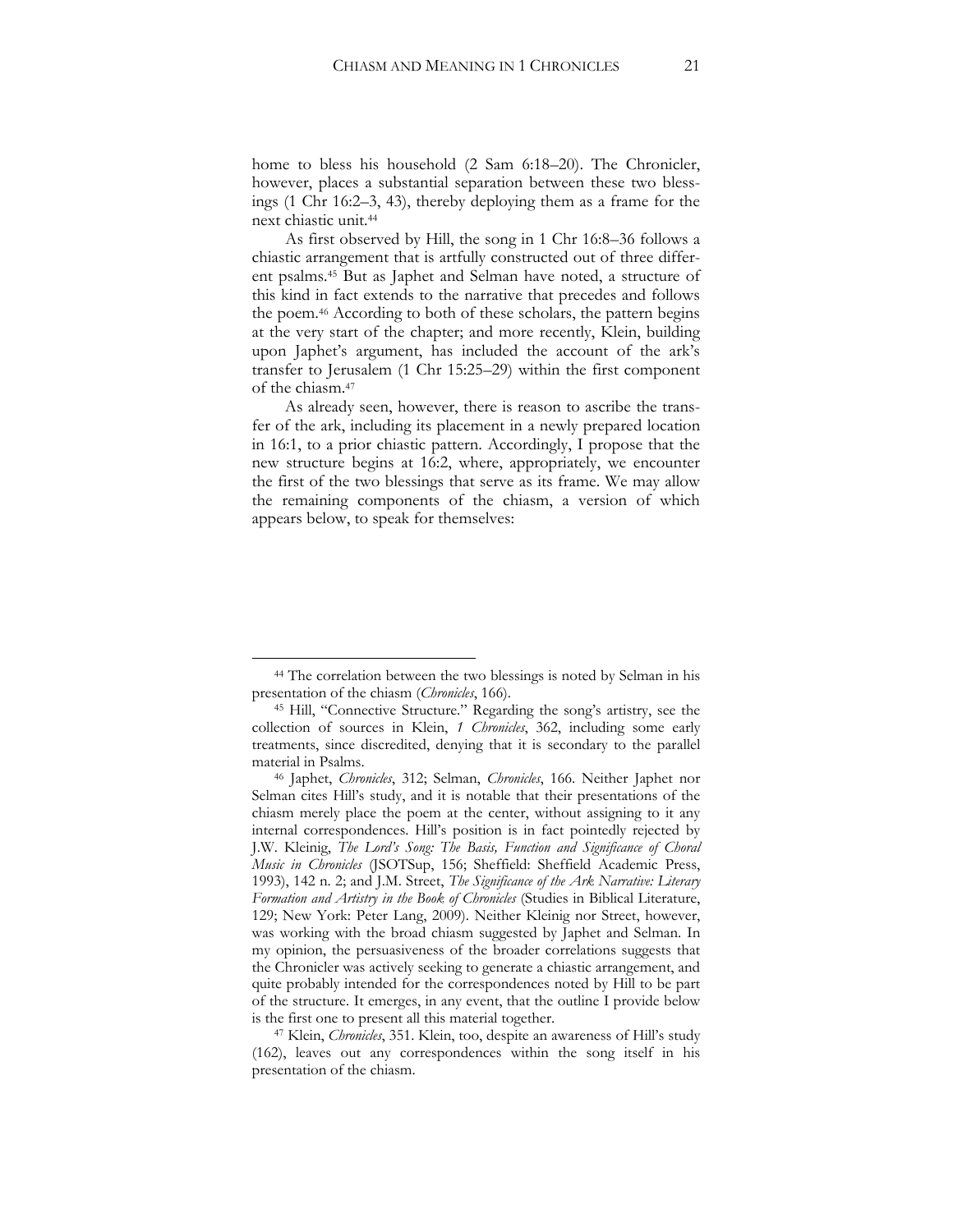home to bless his household (2 Sam 6:18–20). The Chronicler, however, places a substantial separation between these two blessings (1 Chr 16:2–3, 43), thereby deploying them as a frame for the next chiastic unit.[44]

As first observed by Hill, the song in 1 Chr 16:8–36 follows a chiastic arrangement that is artfully constructed out of three different psalms.[45] But as Japhet and Selman have noted, a structure of this kind in fact extends to the narrative that precedes and follows the poem.[46] According to both of these scholars, the pattern begins at the very start of the chapter; and more recently, Klein, building upon Japhet's argument, has included the account of the ark's transfer to Jerusalem (1 Chr 15:25–29) within the first component of the chiasm.[47]

As already seen, however, there is reason to ascribe the transfer of the ark, including its placement in a newly prepared location in 16:1, to a prior chiastic pattern. Accordingly, I propose that the new structure begins at 16:2, where, appropriately, we encounter the first of the two blessings that serve as its frame. We may allow the remaining components of the chiasm, a version of which appears below, to speak for themselves:

---

[44] The correlation between the two blessings is noted by Selman in his presentation of the chiasm (*Chronicles*, 166).

[45] Hill, "Connective Structure." Regarding the song's artistry, see the collection of sources in Klein, *1 Chronicles*, 362, including some early treatments, since discredited, denying that it is secondary to the parallel material in Psalms.

[46] Japhet, *Chronicles*, 312; Selman, *Chronicles*, 166. Neither Japhet nor Selman cites Hill's study, and it is notable that their presentations of the chiasm merely place the poem at the center, without assigning to it any internal correspondences. Hill's position is in fact pointedly rejected by J.W. Kleinig, *The Lord's Song: The Basis, Function and Significance of Choral Music in Chronicles* (JSOTSup, 156; Sheffield: Sheffield Academic Press, 1993), 142 n. 2; and J.M. Street, *The Significance of the Ark Narrative: Literary Formation and Artistry in the Book of Chronicles* (Studies in Biblical Literature, 129; New York: Peter Lang, 2009). Neither Kleinig nor Street, however, was working with the broad chiasm suggested by Japhet and Selman. In my opinion, the persuasiveness of the broader correlations suggests that the Chronicler was actively seeking to generate a chiastic arrangement, and quite probably intended for the correspondences noted by Hill to be part of the structure. It emerges, in any event, that the outline I provide below is the first one to present all this material together.

[47] Klein, *Chronicles*, 351. Klein, too, despite an awareness of Hill's study (162), leaves out any correspondences within the song itself in his presentation of the chiasm.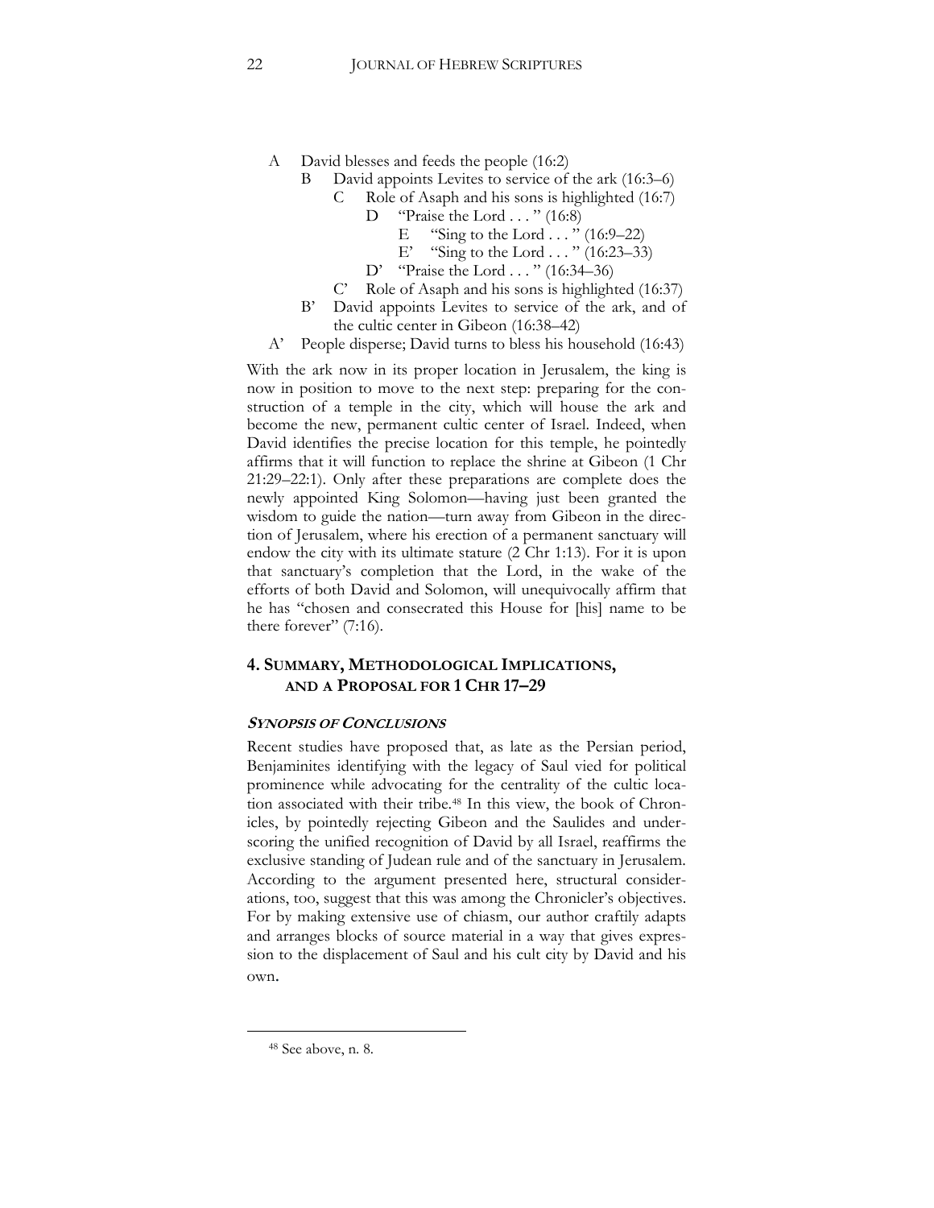- A David blesses and feeds the people (16:2)
  - B David appoints Levites to service of the ark (16:3–6)
    - C Role of Asaph and his sons is highlighted (16:7)
      - D "Praise the Lord . . . " (16:8)
        - E "Sing to the Lord . . . " (16:9–22)
        - E' "Sing to the Lord . . . " (16:23–33)
      - D' "Praise the Lord . . . " (16:34–36)
    - C' Role of Asaph and his sons is highlighted (16:37)
  - B' David appoints Levites to service of the ark, and of the cultic center in Gibeon (16:38–42)
- A' People disperse; David turns to bless his household (16:43)

With the ark now in its proper location in Jerusalem, the king is now in position to move to the next step: preparing for the construction of a temple in the city, which will house the ark and become the new, permanent cultic center of Israel. Indeed, when David identifies the precise location for this temple, he pointedly affirms that it will function to replace the shrine at Gibeon (1 Chr 21:29–22:1). Only after these preparations are complete does the newly appointed King Solomon—having just been granted the wisdom to guide the nation—turn away from Gibeon in the direction of Jerusalem, where his erection of a permanent sanctuary will endow the city with its ultimate stature (2 Chr 1:13). For it is upon that sanctuary's completion that the Lord, in the wake of the efforts of both David and Solomon, will unequivocally affirm that he has "chosen and consecrated this House for [his] name to be there forever" (7:16).

## 4. SUMMARY, METHODOLOGICAL IMPLICATIONS, AND A PROPOSAL FOR 1 CHR 17–29

### *SYNOPSIS OF CONCLUSIONS*

Recent studies have proposed that, as late as the Persian period, Benjaminites identifying with the legacy of Saul vied for political prominence while advocating for the centrality of the cultic location associated with their tribe.[48] In this view, the book of Chronicles, by pointedly rejecting Gibeon and the Saulides and underscoring the unified recognition of David by all Israel, reaffirms the exclusive standing of Judean rule and of the sanctuary in Jerusalem. According to the argument presented here, structural considerations, too, suggest that this was among the Chronicler's objectives. For by making extensive use of chiasm, our author craftily adapts and arranges blocks of source material in a way that gives expression to the displacement of Saul and his cult city by David and his own.

---

[48] See above, n. 8.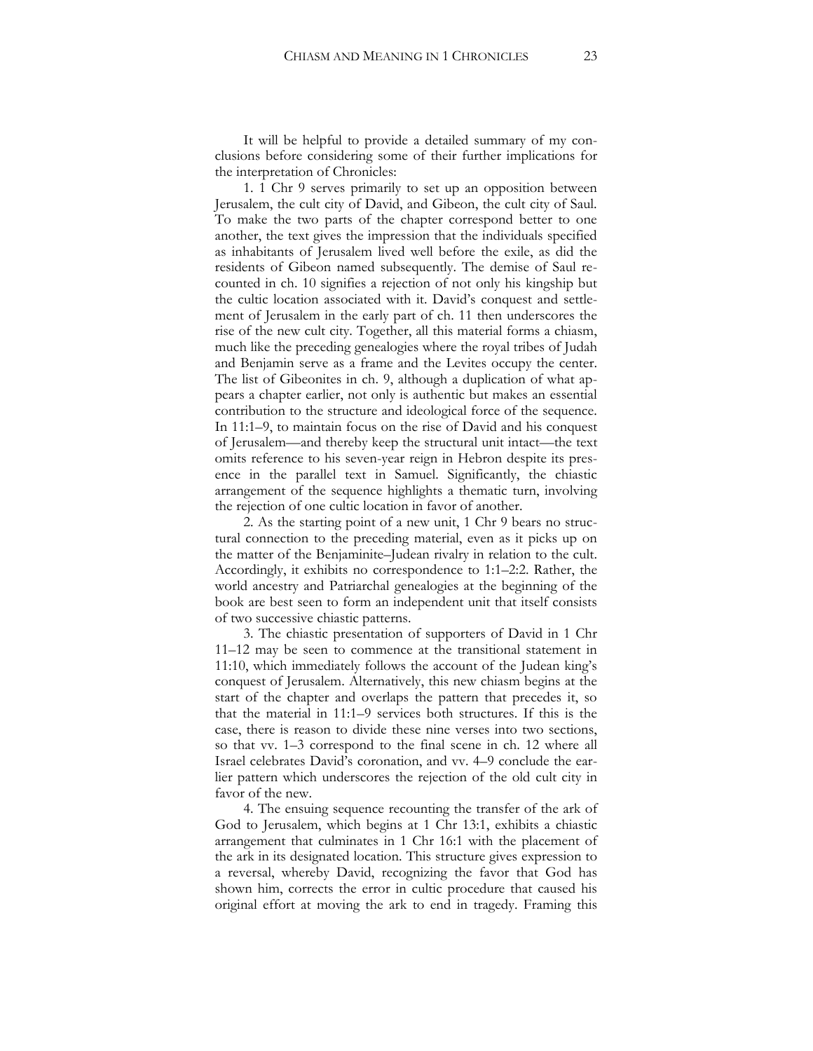It will be helpful to provide a detailed summary of my conclusions before considering some of their further implications for the interpretation of Chronicles:

1. 1 Chr 9 serves primarily to set up an opposition between Jerusalem, the cult city of David, and Gibeon, the cult city of Saul. To make the two parts of the chapter correspond better to one another, the text gives the impression that the individuals specified as inhabitants of Jerusalem lived well before the exile, as did the residents of Gibeon named subsequently. The demise of Saul recounted in ch. 10 signifies a rejection of not only his kingship but the cultic location associated with it. David's conquest and settlement of Jerusalem in the early part of ch. 11 then underscores the rise of the new cult city. Together, all this material forms a chiasm, much like the preceding genealogies where the royal tribes of Judah and Benjamin serve as a frame and the Levites occupy the center. The list of Gibeonites in ch. 9, although a duplication of what appears a chapter earlier, not only is authentic but makes an essential contribution to the structure and ideological force of the sequence. In 11:1–9, to maintain focus on the rise of David and his conquest of Jerusalem—and thereby keep the structural unit intact—the text omits reference to his seven-year reign in Hebron despite its presence in the parallel text in Samuel. Significantly, the chiastic arrangement of the sequence highlights a thematic turn, involving the rejection of one cultic location in favor of another.

2. As the starting point of a new unit, 1 Chr 9 bears no structural connection to the preceding material, even as it picks up on the matter of the Benjaminite–Judean rivalry in relation to the cult. Accordingly, it exhibits no correspondence to 1:1–2:2. Rather, the world ancestry and Patriarchal genealogies at the beginning of the book are best seen to form an independent unit that itself consists of two successive chiastic patterns.

3. The chiastic presentation of supporters of David in 1 Chr 11–12 may be seen to commence at the transitional statement in 11:10, which immediately follows the account of the Judean king's conquest of Jerusalem. Alternatively, this new chiasm begins at the start of the chapter and overlaps the pattern that precedes it, so that the material in 11:1–9 services both structures. If this is the case, there is reason to divide these nine verses into two sections, so that vv. 1–3 correspond to the final scene in ch. 12 where all Israel celebrates David's coronation, and vv. 4–9 conclude the earlier pattern which underscores the rejection of the old cult city in favor of the new.

4. The ensuing sequence recounting the transfer of the ark of God to Jerusalem, which begins at 1 Chr 13:1, exhibits a chiastic arrangement that culminates in 1 Chr 16:1 with the placement of the ark in its designated location. This structure gives expression to a reversal, whereby David, recognizing the favor that God has shown him, corrects the error in cultic procedure that caused his original effort at moving the ark to end in tragedy. Framing this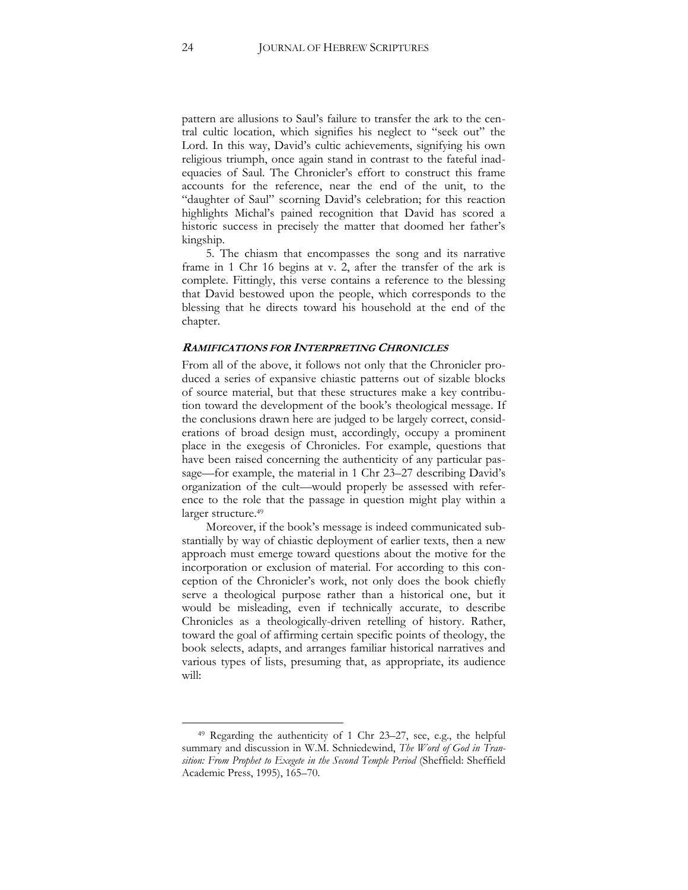pattern are allusions to Saul's failure to transfer the ark to the central cultic location, which signifies his neglect to "seek out" the Lord. In this way, David's cultic achievements, signifying his own religious triumph, once again stand in contrast to the fateful inadequacies of Saul. The Chronicler's effort to construct this frame accounts for the reference, near the end of the unit, to the "daughter of Saul" scorning David's celebration; for this reaction highlights Michal's pained recognition that David has scored a historic success in precisely the matter that doomed her father's kingship.

5. The chiasm that encompasses the song and its narrative frame in 1 Chr 16 begins at v. 2, after the transfer of the ark is complete. Fittingly, this verse contains a reference to the blessing that David bestowed upon the people, which corresponds to the blessing that he directs toward his household at the end of the chapter.

### *Ramifications for Interpreting Chronicles*

From all of the above, it follows not only that the Chronicler produced a series of expansive chiastic patterns out of sizable blocks of source material, but that these structures make a key contribution toward the development of the book's theological message. If the conclusions drawn here are judged to be largely correct, considerations of broad design must, accordingly, occupy a prominent place in the exegesis of Chronicles. For example, questions that have been raised concerning the authenticity of any particular passage—for example, the material in 1 Chr 23–27 describing David's organization of the cult—would properly be assessed with reference to the role that the passage in question might play within a larger structure.[49]

Moreover, if the book's message is indeed communicated substantially by way of chiastic deployment of earlier texts, then a new approach must emerge toward questions about the motive for the incorporation or exclusion of material. For according to this conception of the Chronicler's work, not only does the book chiefly serve a theological purpose rather than a historical one, but it would be misleading, even if technically accurate, to describe Chronicles as a theologically-driven retelling of history. Rather, toward the goal of affirming certain specific points of theology, the book selects, adapts, and arranges familiar historical narratives and various types of lists, presuming that, as appropriate, its audience will:

---

[49] Regarding the authenticity of 1 Chr 23–27, see, e.g., the helpful summary and discussion in W.M. Schniedewind, *The Word of God in Transition: From Prophet to Exegete in the Second Temple Period* (Sheffield: Sheffield Academic Press, 1995), 165–70.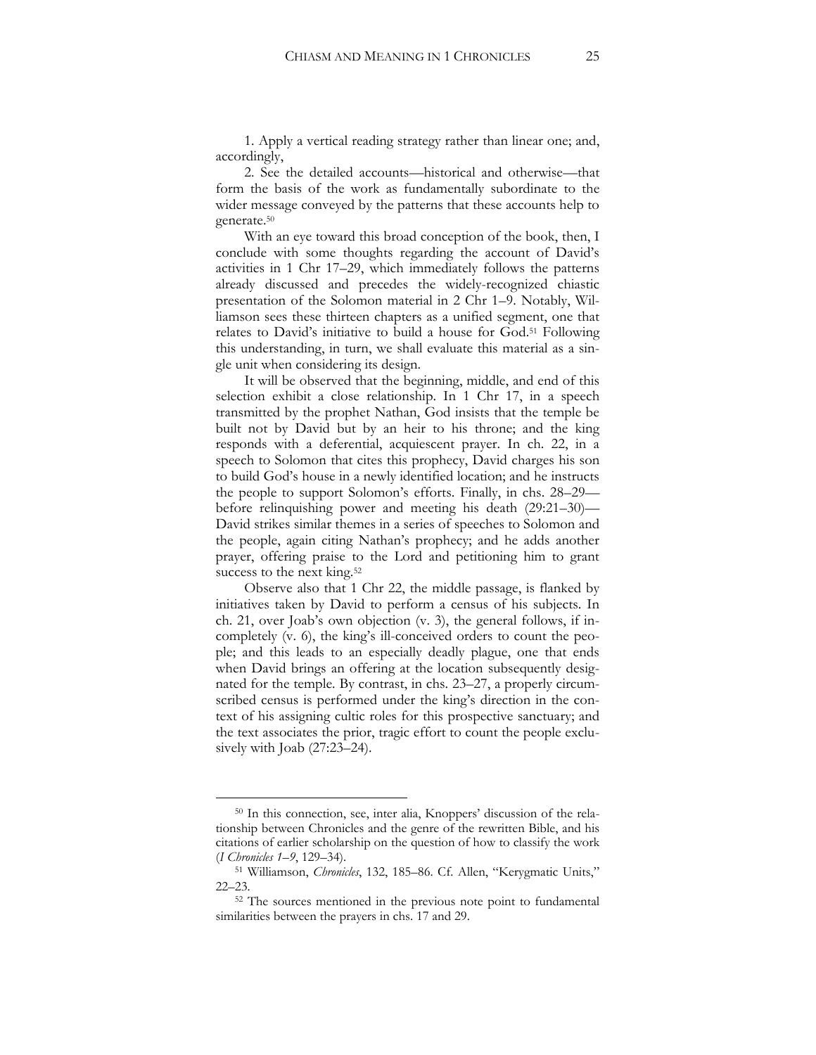1. Apply a vertical reading strategy rather than linear one; and, accordingly,

2. See the detailed accounts—historical and otherwise—that form the basis of the work as fundamentally subordinate to the wider message conveyed by the patterns that these accounts help to generate.[50]

With an eye toward this broad conception of the book, then, I conclude with some thoughts regarding the account of David's activities in 1 Chr 17–29, which immediately follows the patterns already discussed and precedes the widely-recognized chiastic presentation of the Solomon material in 2 Chr 1–9. Notably, Williamson sees these thirteen chapters as a unified segment, one that relates to David's initiative to build a house for God.[51] Following this understanding, in turn, we shall evaluate this material as a single unit when considering its design.

It will be observed that the beginning, middle, and end of this selection exhibit a close relationship. In 1 Chr 17, in a speech transmitted by the prophet Nathan, God insists that the temple be built not by David but by an heir to his throne; and the king responds with a deferential, acquiescent prayer. In ch. 22, in a speech to Solomon that cites this prophecy, David charges his son to build God's house in a newly identified location; and he instructs the people to support Solomon's efforts. Finally, in chs. 28–29—before relinquishing power and meeting his death (29:21–30)—David strikes similar themes in a series of speeches to Solomon and the people, again citing Nathan's prophecy; and he adds another prayer, offering praise to the Lord and petitioning him to grant success to the next king.[52]

Observe also that 1 Chr 22, the middle passage, is flanked by initiatives taken by David to perform a census of his subjects. In ch. 21, over Joab's own objection (v. 3), the general follows, if incompletely (v. 6), the king's ill-conceived orders to count the people; and this leads to an especially deadly plague, one that ends when David brings an offering at the location subsequently designated for the temple. By contrast, in chs. 23–27, a properly circumscribed census is performed under the king's direction in the context of his assigning cultic roles for this prospective sanctuary; and the text associates the prior, tragic effort to count the people exclusively with Joab (27:23–24).

---

[50] In this connection, see, inter alia, Knoppers' discussion of the relationship between Chronicles and the genre of the rewritten Bible, and his citations of earlier scholarship on the question of how to classify the work (*I Chronicles 1–9*, 129–34).

[51] Williamson, *Chronicles*, 132, 185–86. Cf. Allen, "Kerygmatic Units," 22–23.

[52] The sources mentioned in the previous note point to fundamental similarities between the prayers in chs. 17 and 29.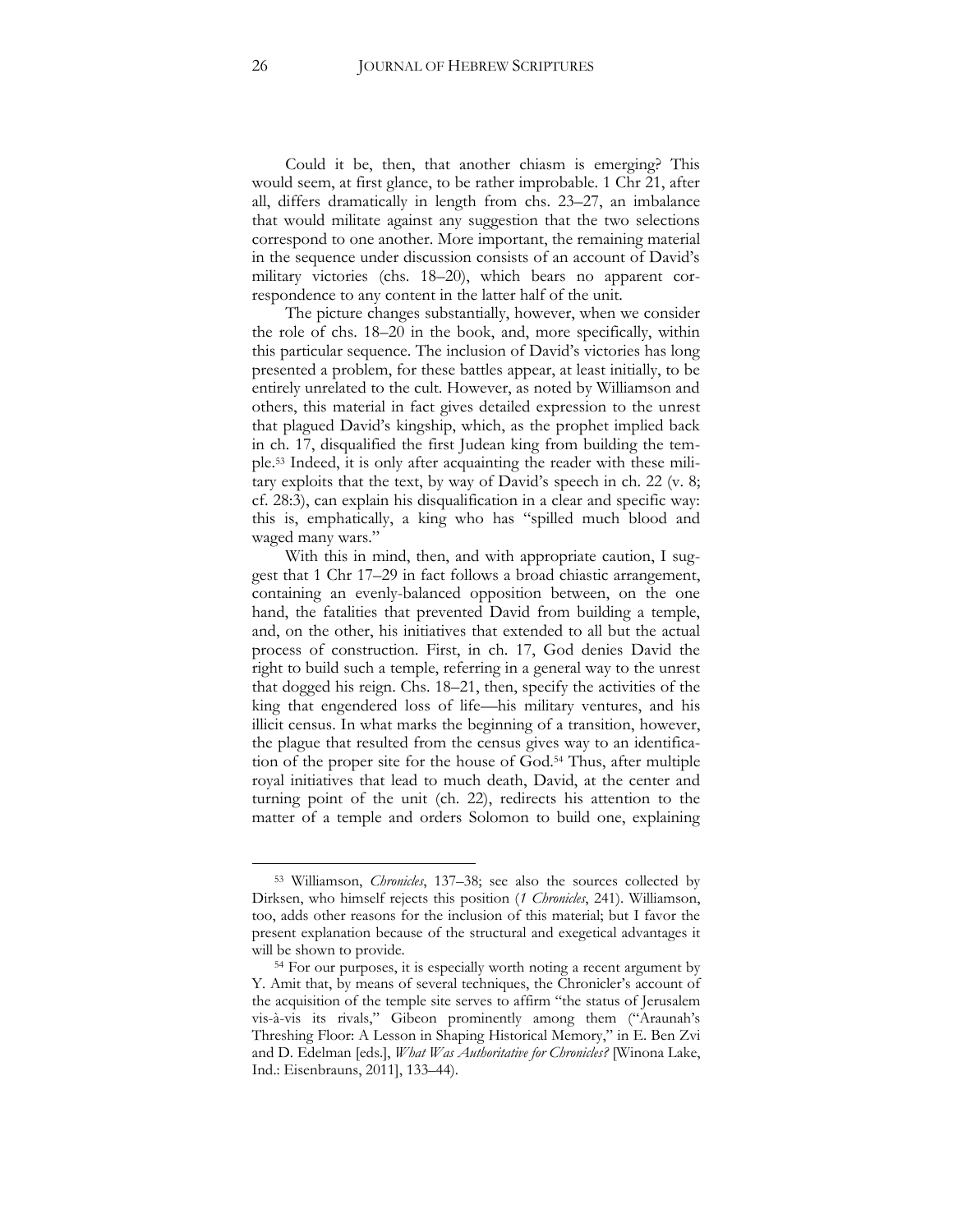Could it be, then, that another chiasm is emerging? This would seem, at first glance, to be rather improbable. 1 Chr 21, after all, differs dramatically in length from chs. 23–27, an imbalance that would militate against any suggestion that the two selections correspond to one another. More important, the remaining material in the sequence under discussion consists of an account of David's military victories (chs. 18–20), which bears no apparent correspondence to any content in the latter half of the unit.

The picture changes substantially, however, when we consider the role of chs. 18–20 in the book, and, more specifically, within this particular sequence. The inclusion of David's victories has long presented a problem, for these battles appear, at least initially, to be entirely unrelated to the cult. However, as noted by Williamson and others, this material in fact gives detailed expression to the unrest that plagued David's kingship, which, as the prophet implied back in ch. 17, disqualified the first Judean king from building the temple.[53] Indeed, it is only after acquainting the reader with these military exploits that the text, by way of David's speech in ch. 22 (v. 8; cf. 28:3), can explain his disqualification in a clear and specific way: this is, emphatically, a king who has "spilled much blood and waged many wars."

With this in mind, then, and with appropriate caution, I suggest that 1 Chr 17–29 in fact follows a broad chiastic arrangement, containing an evenly-balanced opposition between, on the one hand, the fatalities that prevented David from building a temple, and, on the other, his initiatives that extended to all but the actual process of construction. First, in ch. 17, God denies David the right to build such a temple, referring in a general way to the unrest that dogged his reign. Chs. 18–21, then, specify the activities of the king that engendered loss of life—his military ventures, and his illicit census. In what marks the beginning of a transition, however, the plague that resulted from the census gives way to an identification of the proper site for the house of God.[54] Thus, after multiple royal initiatives that lead to much death, David, at the center and turning point of the unit (ch. 22), redirects his attention to the matter of a temple and orders Solomon to build one, explaining

[53] Williamson, *Chronicles*, 137–38; see also the sources collected by Dirksen, who himself rejects this position (*1 Chronicles*, 241). Williamson, too, adds other reasons for the inclusion of this material; but I favor the present explanation because of the structural and exegetical advantages it will be shown to provide.

[54] For our purposes, it is especially worth noting a recent argument by Y. Amit that, by means of several techniques, the Chronicler's account of the acquisition of the temple site serves to affirm "the status of Jerusalem vis-à-vis its rivals," Gibeon prominently among them ("Araunah's Threshing Floor: A Lesson in Shaping Historical Memory," in E. Ben Zvi and D. Edelman [eds.], *What Was Authoritative for Chronicles?* [Winona Lake, Ind.: Eisenbrauns, 2011], 133–44).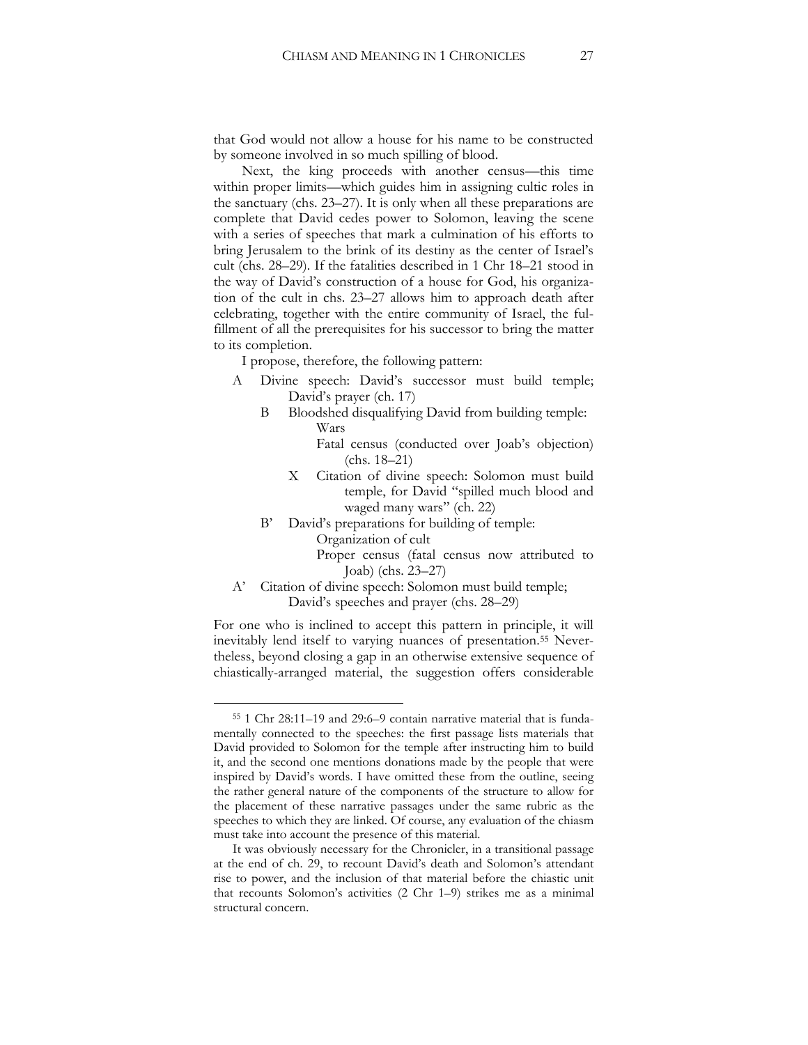that God would not allow a house for his name to be constructed by someone involved in so much spilling of blood.

Next, the king proceeds with another census—this time within proper limits—which guides him in assigning cultic roles in the sanctuary (chs. 23–27). It is only when all these preparations are complete that David cedes power to Solomon, leaving the scene with a series of speeches that mark a culmination of his efforts to bring Jerusalem to the brink of its destiny as the center of Israel's cult (chs. 28–29). If the fatalities described in 1 Chr 18–21 stood in the way of David's construction of a house for God, his organization of the cult in chs. 23–27 allows him to approach death after celebrating, together with the entire community of Israel, the fulfillment of all the prerequisites for his successor to bring the matter to its completion.

I propose, therefore, the following pattern:

- A Divine speech: David's successor must build temple; David's prayer (ch. 17)
  - B Bloodshed disqualifying David from building temple:
    - Wars
    - Fatal census (conducted over Joab's objection) (chs. 18–21)
    - X Citation of divine speech: Solomon must build temple, for David "spilled much blood and waged many wars" (ch. 22)
  - B' David's preparations for building of temple:
    - Organization of cult
    - Proper census (fatal census now attributed to Joab) (chs. 23–27)
- A' Citation of divine speech: Solomon must build temple; David's speeches and prayer (chs. 28–29)

For one who is inclined to accept this pattern in principle, it will inevitably lend itself to varying nuances of presentation.[55] Nevertheless, beyond closing a gap in an otherwise extensive sequence of chiastically-arranged material, the suggestion offers considerable

---

[55] 1 Chr 28:11–19 and 29:6–9 contain narrative material that is fundamentally connected to the speeches: the first passage lists materials that David provided to Solomon for the temple after instructing him to build it, and the second one mentions donations made by the people that were inspired by David's words. I have omitted these from the outline, seeing the rather general nature of the components of the structure to allow for the placement of these narrative passages under the same rubric as the speeches to which they are linked. Of course, any evaluation of the chiasm must take into account the presence of this material.

It was obviously necessary for the Chronicler, in a transitional passage at the end of ch. 29, to recount David's death and Solomon's attendant rise to power, and the inclusion of that material before the chiastic unit that recounts Solomon's activities (2 Chr 1–9) strikes me as a minimal structural concern.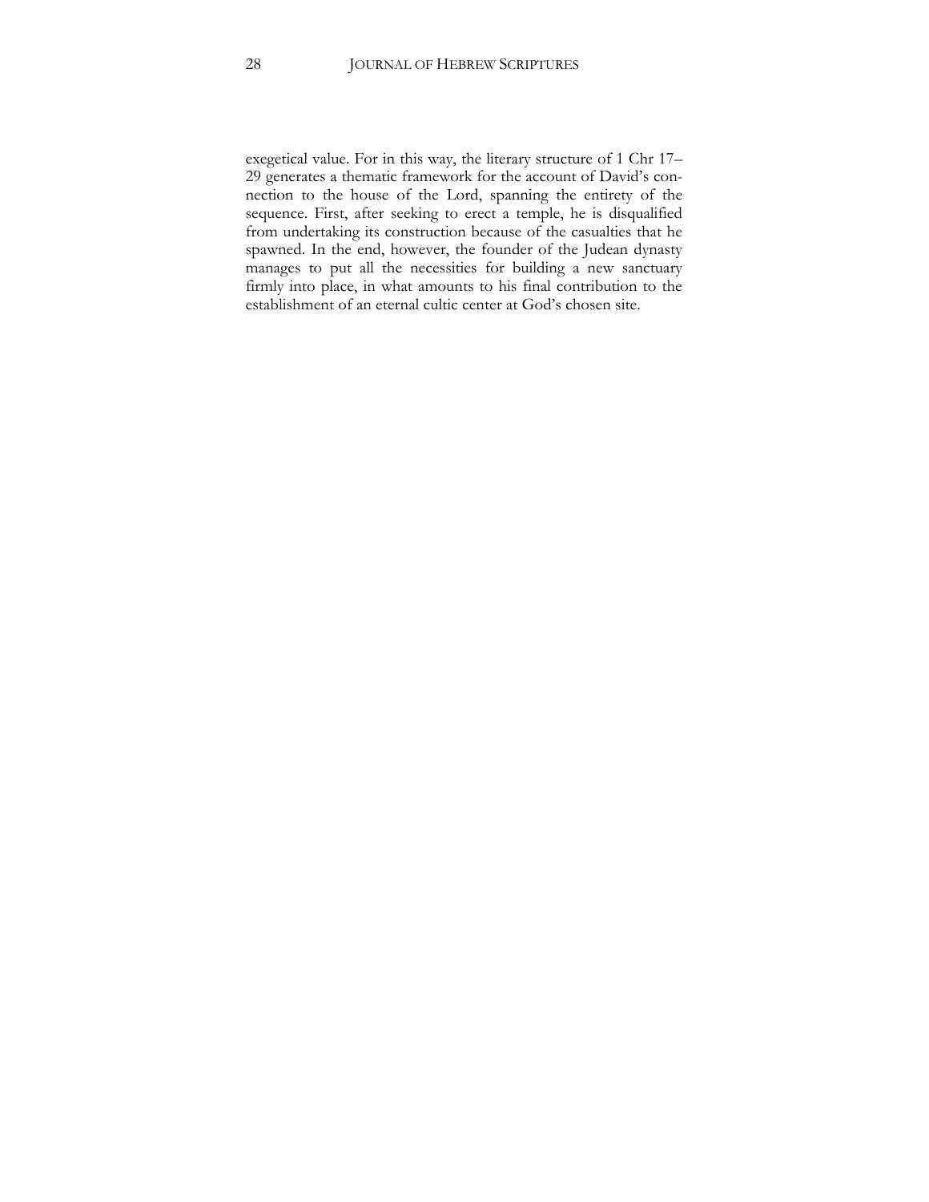exegetical value. For in this way, the literary structure of 1 Chr 17–29 generates a thematic framework for the account of David's connection to the house of the Lord, spanning the entirety of the sequence. First, after seeking to erect a temple, he is disqualified from undertaking its construction because of the casualties that he spawned. In the end, however, the founder of the Judean dynasty manages to put all the necessities for building a new sanctuary firmly into place, in what amounts to his final contribution to the establishment of an eternal cultic center at God's chosen site.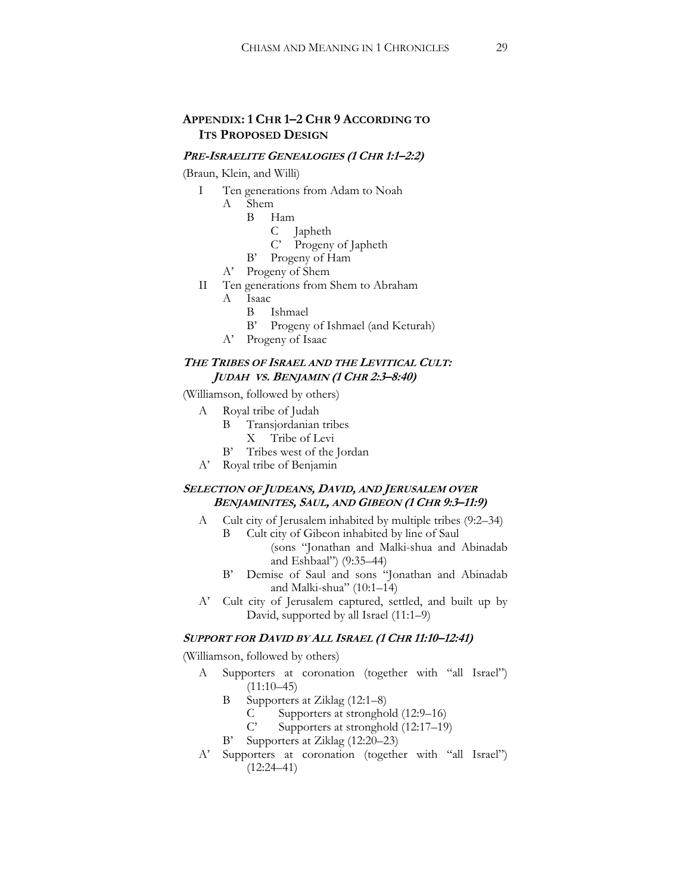## Appendix: 1 Chr 1–2 Chr 9 According to Its Proposed Design

### *Pre-Israelite Genealogies (1 Chr 1:1–2:2)*

(Braun, Klein, and Willi)

- I Ten generations from Adam to Noah
  - A Shem
    - B Ham
      - C Japheth
      - C’ Progeny of Japheth
    - B’ Progeny of Ham
  - A’ Progeny of Shem
- II Ten generations from Shem to Abraham
  - A Isaac
    - B Ishmael
    - B’ Progeny of Ishmael (and Keturah)
  - A’ Progeny of Isaac

### *The Tribes of Israel and the Levitical Cult: Judah vs. Benjamin (1 Chr 2:3–8:40)*

(Williamson, followed by others)

- A Royal tribe of Judah
  - B Transjordanian tribes
    - X Tribe of Levi
  - B’ Tribes west of the Jordan
- A’ Royal tribe of Benjamin

### *Selection of Judeans, David, and Jerusalem over Benjaminites, Saul, and Gibeon (1 Chr 9:3–11:9)*

- A Cult city of Jerusalem inhabited by multiple tribes (9:2–34)
  - B Cult city of Gibeon inhabited by line of Saul (sons “Jonathan and Malki-shua and Abinadab and Eshbaal”) (9:35–44)
  - B’ Demise of Saul and sons “Jonathan and Abinadab and Malki-shua” (10:1–14)
- A’ Cult city of Jerusalem captured, settled, and built up by David, supported by all Israel (11:1–9)

### *Support for David by All Israel (1 Chr 11:10–12:41)*

(Williamson, followed by others)

- A Supporters at coronation (together with “all Israel”) (11:10–45)
  - B Supporters at Ziklag (12:1–8)
    - C Supporters at stronghold (12:9–16)
    - C’ Supporters at stronghold (12:17–19)
  - B’ Supporters at Ziklag (12:20–23)
- A’ Supporters at coronation (together with “all Israel”) (12:24–41)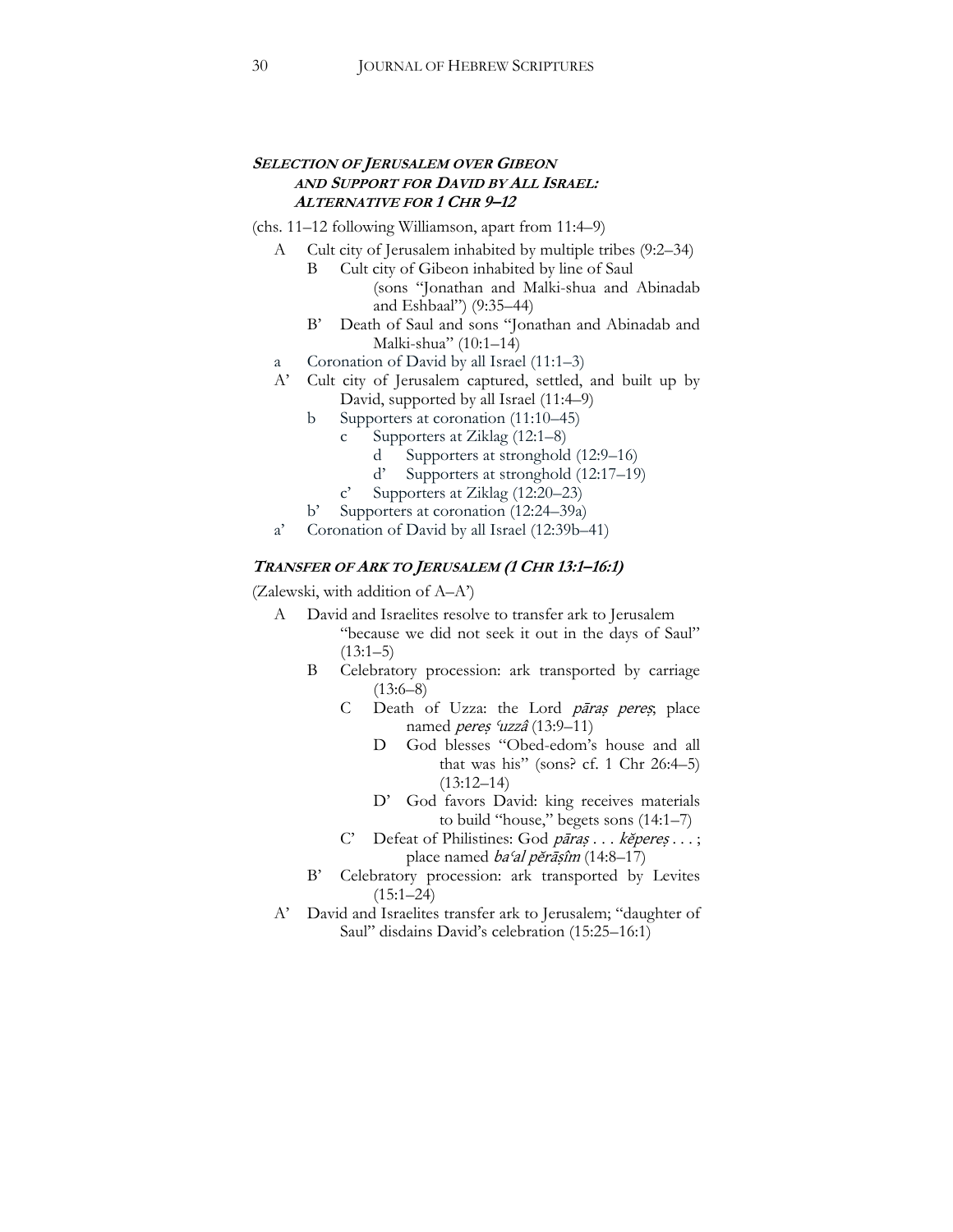### *Selection of Jerusalem over Gibeon and Support for David by All Israel: Alternative for 1 Chr 9–12*

(chs. 11–12 following Williamson, apart from 11:4–9)

- A Cult city of Jerusalem inhabited by multiple tribes (9:2–34)
  - B Cult city of Gibeon inhabited by line of Saul (sons "Jonathan and Malki-shua and Abinadab and Eshbaal") (9:35–44)
  - B' Death of Saul and sons "Jonathan and Abinadab and Malki-shua" (10:1–14)
- a Coronation of David by all Israel (11:1–3)
- A' Cult city of Jerusalem captured, settled, and built up by David, supported by all Israel (11:4–9)
  - b Supporters at coronation (11:10–45)
    - c Supporters at Ziklag (12:1–8)
      - d Supporters at stronghold (12:9–16)
      - d' Supporters at stronghold (12:17–19)
    - c' Supporters at Ziklag (12:20–23)
  - b' Supporters at coronation (12:24–39a)
- a' Coronation of David by all Israel (12:39b–41)

### *Transfer of Ark to Jerusalem (1 Chr 13:1–16:1)*

(Zalewski, with addition of A–A')

- A David and Israelites resolve to transfer ark to Jerusalem "because we did not seek it out in the days of Saul" (13:1–5)
  - B Celebratory procession: ark transported by carriage (13:6–8)
    - C Death of Uzza: the Lord *pāraṣ pereṣ*; place named *pereṣ ʿuzzâ* (13:9–11)
      - D God blesses "Obed-edom's house and all that was his" (sons? cf. 1 Chr 26:4–5) (13:12–14)
      - D' God favors David: king receives materials to build "house," begets sons (14:1–7)
    - C' Defeat of Philistines: God *pāraṣ* . . . *kĕpereṣ* . . . ; place named *baʿal pĕrāṣîm* (14:8–17)
  - B' Celebratory procession: ark transported by Levites (15:1–24)
- A' David and Israelites transfer ark to Jerusalem; "daughter of Saul" disdains David's celebration (15:25–16:1)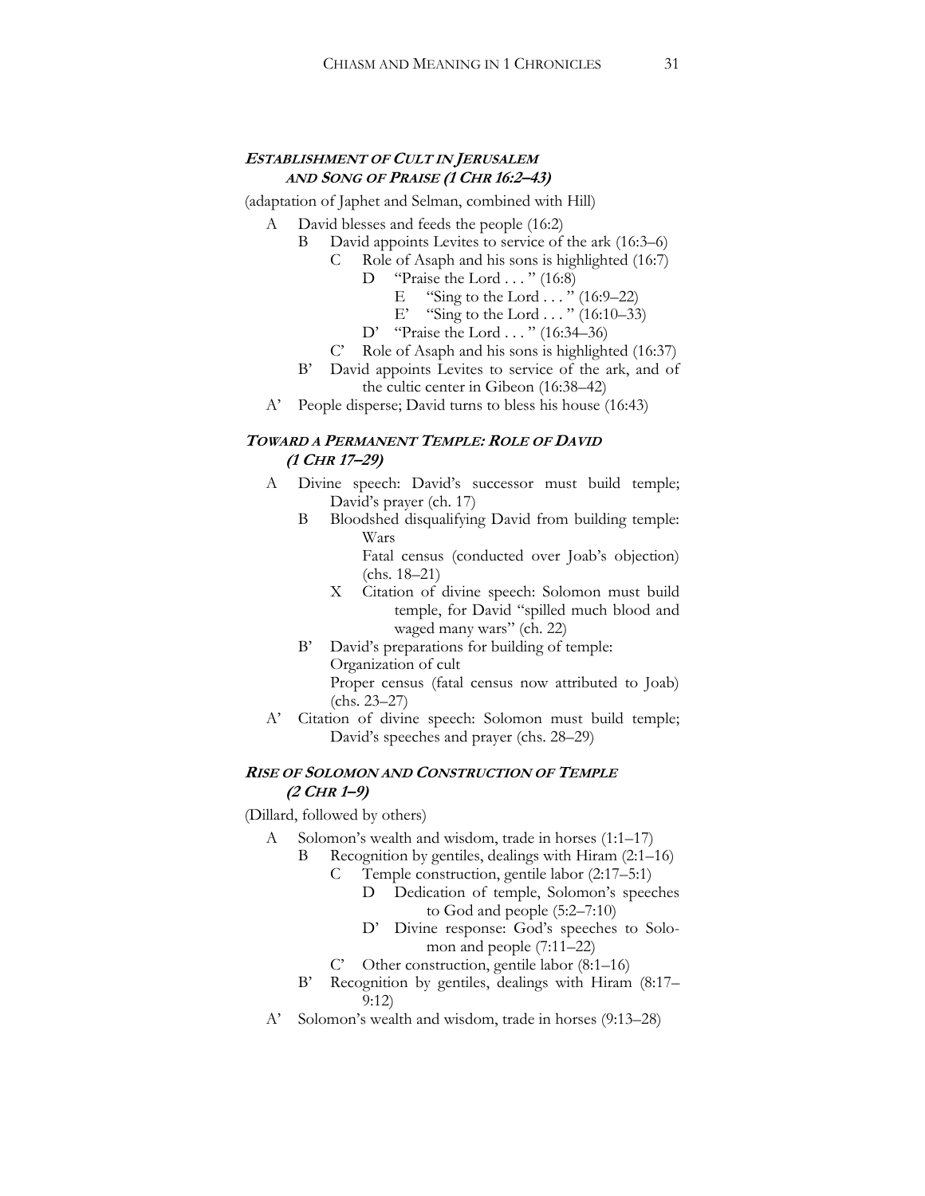#### *ESTABLISHMENT OF CULT IN JERUSALEM AND SONG OF PRAISE (1 CHR 16:2–43)*

(adaptation of Japhet and Selman, combined with Hill)

- A David blesses and feeds the people (16:2)
  - B David appoints Levites to service of the ark (16:3–6)
    - C Role of Asaph and his sons is highlighted (16:7)
      - D "Praise the Lord . . . " (16:8)
        - E "Sing to the Lord . . . " (16:9–22)
        - E' "Sing to the Lord . . . " (16:10–33)
      - D' "Praise the Lord . . . " (16:34–36)
    - C' Role of Asaph and his sons is highlighted (16:37)
  - B' David appoints Levites to service of the ark, and of the cultic center in Gibeon (16:38–42)
- A' People disperse; David turns to bless his house (16:43)

#### *TOWARD A PERMANENT TEMPLE: ROLE OF DAVID (1 CHR 17–29)*

- A Divine speech: David's successor must build temple; David's prayer (ch. 17)
  - B Bloodshed disqualifying David from building temple:
    Wars
    Fatal census (conducted over Joab's objection) (chs. 18–21)
    - X Citation of divine speech: Solomon must build temple, for David "spilled much blood and waged many wars" (ch. 22)
  - B' David's preparations for building of temple:
    Organization of cult
    Proper census (fatal census now attributed to Joab) (chs. 23–27)
- A' Citation of divine speech: Solomon must build temple; David's speeches and prayer (chs. 28–29)

#### *RISE OF SOLOMON AND CONSTRUCTION OF TEMPLE (2 CHR 1–9)*

(Dillard, followed by others)

- A Solomon's wealth and wisdom, trade in horses (1:1–17)
  - B Recognition by gentiles, dealings with Hiram (2:1–16)
    - C Temple construction, gentile labor (2:17–5:1)
      - D Dedication of temple, Solomon's speeches to God and people (5:2–7:10)
      - D' Divine response: God's speeches to Solomon and people (7:11–22)
    - C' Other construction, gentile labor (8:1–16)
  - B' Recognition by gentiles, dealings with Hiram (8:17–9:12)
- A' Solomon's wealth and wisdom, trade in horses (9:13–28)